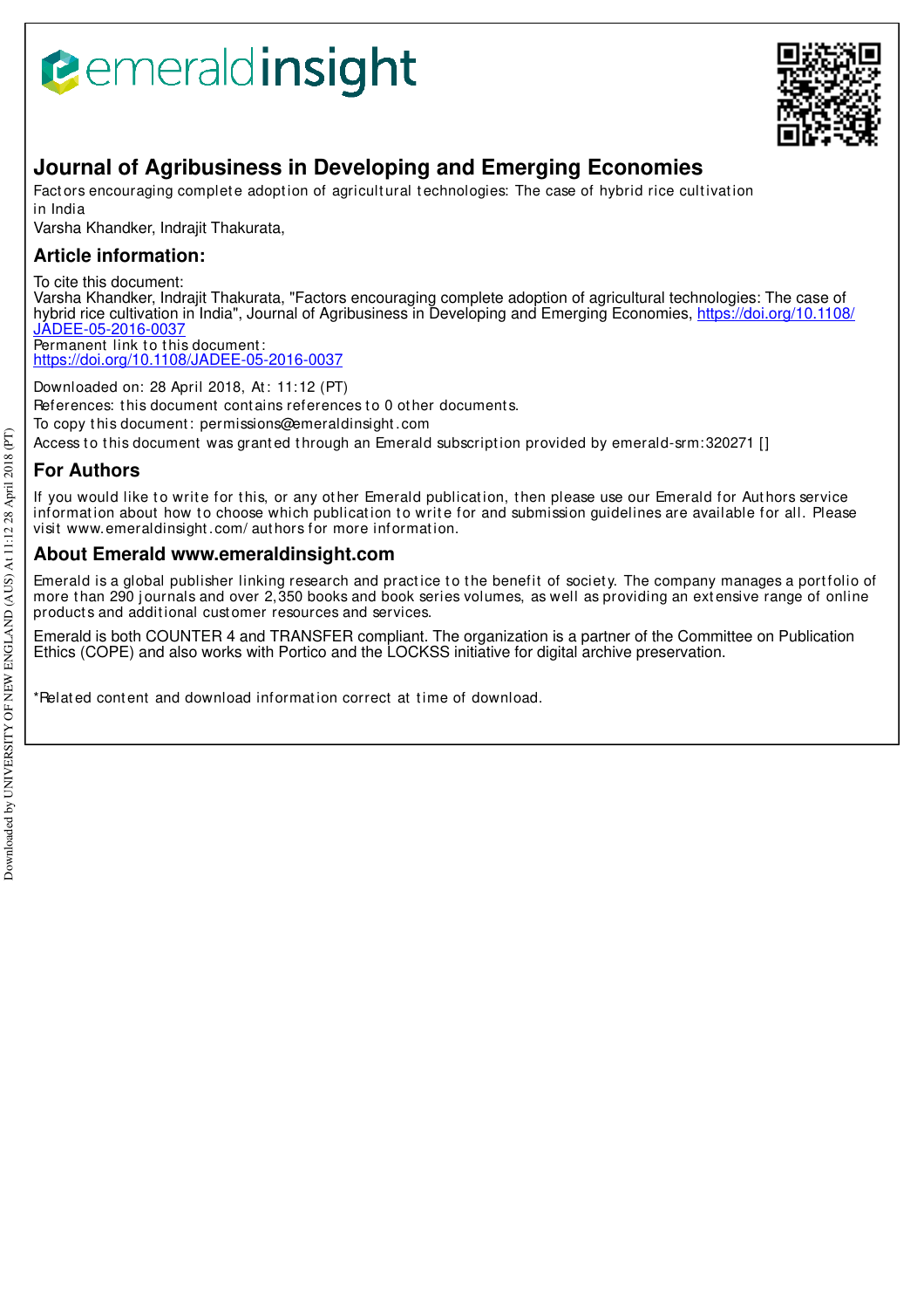emeraldinsight

# Journal of Agribusiness in Developing and Emerging Economies

Factors encouraging complete adoption of agricultural technologies: The case of hybrid rice cultivation in India

Varsha Khandker, Indrajit Thakurata,

## Article information:

To cite this document:
Varsha Khandker, Indrajit Thakurata, "Factors encouraging complete adoption of agricultural technologies: The case of hybrid rice cultivation in India", Journal of Agribusiness in Developing and Emerging Economies, https://doi.org/10.1108/JADEE-05-2016-0037
Permanent link to this document:
https://doi.org/10.1108/JADEE-05-2016-0037

Downloaded on: 28 April 2018, At: 11:12 (PT)
References: this document contains references to 0 other documents.
To copy this document: permissions@emeraldinsight.com
Access to this document was granted through an Emerald subscription provided by emerald-srm:320271 []

## For Authors

If you would like to write for this, or any other Emerald publication, then please use our Emerald for Authors service information about how to choose which publication to write for and submission guidelines are available for all. Please visit www.emeraldinsight.com/authors for more information.

## About Emerald www.emeraldinsight.com

Emerald is a global publisher linking research and practice to the benefit of society. The company manages a portfolio of more than 290 journals and over 2,350 books and book series volumes, as well as providing an extensive range of online products and additional customer resources and services.

Emerald is both COUNTER 4 and TRANSFER compliant. The organization is a partner of the Committee on Publication Ethics (COPE) and also works with Portico and the LOCKSS initiative for digital archive preservation.

*Related content and download information correct at time of download.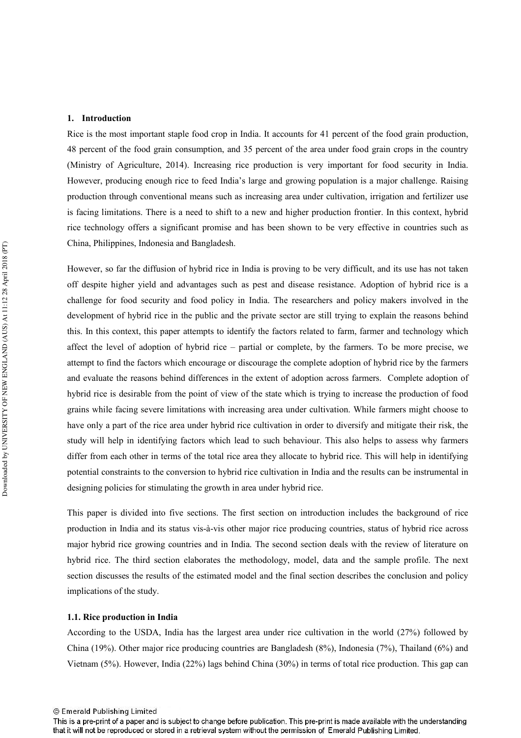## 1. Introduction

Rice is the most important staple food crop in India. It accounts for 41 percent of the food grain production, 48 percent of the food grain consumption, and 35 percent of the area under food grain crops in the country (Ministry of Agriculture, 2014). Increasing rice production is very important for food security in India. However, producing enough rice to feed India's large and growing population is a major challenge. Raising production through conventional means such as increasing area under cultivation, irrigation and fertilizer use is facing limitations. There is a need to shift to a new and higher production frontier. In this context, hybrid rice technology offers a significant promise and has been shown to be very effective in countries such as China, Philippines, Indonesia and Bangladesh.

However, so far the diffusion of hybrid rice in India is proving to be very difficult, and its use has not taken off despite higher yield and advantages such as pest and disease resistance. Adoption of hybrid rice is a challenge for food security and food policy in India. The researchers and policy makers involved in the development of hybrid rice in the public and the private sector are still trying to explain the reasons behind this. In this context, this paper attempts to identify the factors related to farm, farmer and technology which affect the level of adoption of hybrid rice – partial or complete, by the farmers. To be more precise, we attempt to find the factors which encourage or discourage the complete adoption of hybrid rice by the farmers and evaluate the reasons behind differences in the extent of adoption across farmers. Complete adoption of hybrid rice is desirable from the point of view of the state which is trying to increase the production of food grains while facing severe limitations with increasing area under cultivation. While farmers might choose to have only a part of the rice area under hybrid rice cultivation in order to diversify and mitigate their risk, the study will help in identifying factors which lead to such behaviour. This also helps to assess why farmers differ from each other in terms of the total rice area they allocate to hybrid rice. This will help in identifying potential constraints to the conversion to hybrid rice cultivation in India and the results can be instrumental in designing policies for stimulating the growth in area under hybrid rice.

This paper is divided into five sections. The first section on introduction includes the background of rice production in India and its status vis-à-vis other major rice producing countries, status of hybrid rice across major hybrid rice growing countries and in India. The second section deals with the review of literature on hybrid rice. The third section elaborates the methodology, model, data and the sample profile. The next section discusses the results of the estimated model and the final section describes the conclusion and policy implications of the study.

### 1.1. Rice production in India

According to the USDA, India has the largest area under rice cultivation in the world (27%) followed by China (19%). Other major rice producing countries are Bangladesh (8%), Indonesia (7%), Thailand (6%) and Vietnam (5%). However, India (22%) lags behind China (30%) in terms of total rice production. This gap can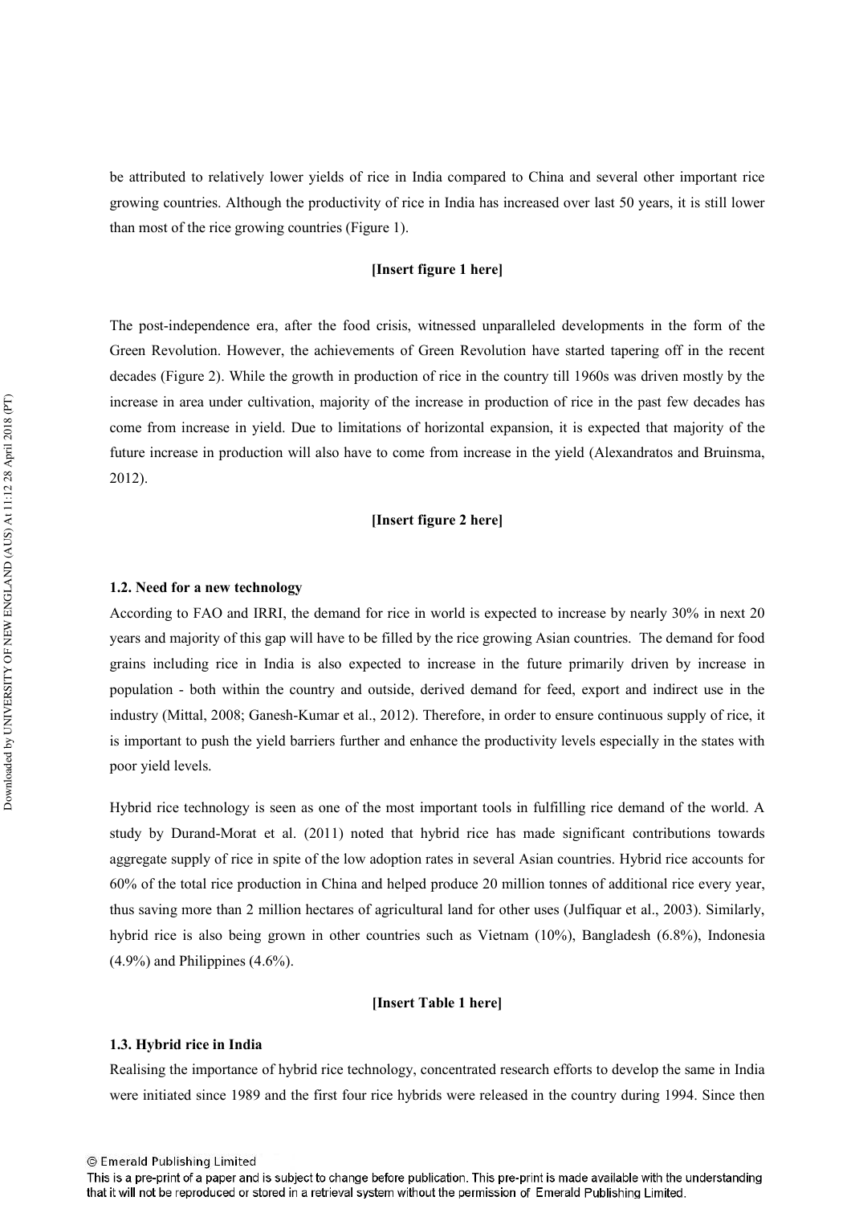be attributed to relatively lower yields of rice in India compared to China and several other important rice growing countries. Although the productivity of rice in India has increased over last 50 years, it is still lower than most of the rice growing countries (Figure 1).

**[Insert figure 1 here]**

The post-independence era, after the food crisis, witnessed unparalleled developments in the form of the Green Revolution. However, the achievements of Green Revolution have started tapering off in the recent decades (Figure 2). While the growth in production of rice in the country till 1960s was driven mostly by the increase in area under cultivation, majority of the increase in production of rice in the past few decades has come from increase in yield. Due to limitations of horizontal expansion, it is expected that majority of the future increase in production will also have to come from increase in the yield (Alexandratos and Bruinsma, 2012).

**[Insert figure 2 here]**

### 1.2. Need for a new technology

According to FAO and IRRI, the demand for rice in world is expected to increase by nearly 30% in next 20 years and majority of this gap will have to be filled by the rice growing Asian countries. The demand for food grains including rice in India is also expected to increase in the future primarily driven by increase in population - both within the country and outside, derived demand for feed, export and indirect use in the industry (Mittal, 2008; Ganesh-Kumar et al., 2012). Therefore, in order to ensure continuous supply of rice, it is important to push the yield barriers further and enhance the productivity levels especially in the states with poor yield levels.

Hybrid rice technology is seen as one of the most important tools in fulfilling rice demand of the world. A study by Durand-Morat et al. (2011) noted that hybrid rice has made significant contributions towards aggregate supply of rice in spite of the low adoption rates in several Asian countries. Hybrid rice accounts for 60% of the total rice production in China and helped produce 20 million tonnes of additional rice every year, thus saving more than 2 million hectares of agricultural land for other uses (Julfiquar et al., 2003). Similarly, hybrid rice is also being grown in other countries such as Vietnam (10%), Bangladesh (6.8%), Indonesia (4.9%) and Philippines (4.6%).

**[Insert Table 1 here]**

### 1.3. Hybrid rice in India

Realising the importance of hybrid rice technology, concentrated research efforts to develop the same in India were initiated since 1989 and the first four rice hybrids were released in the country during 1994. Since then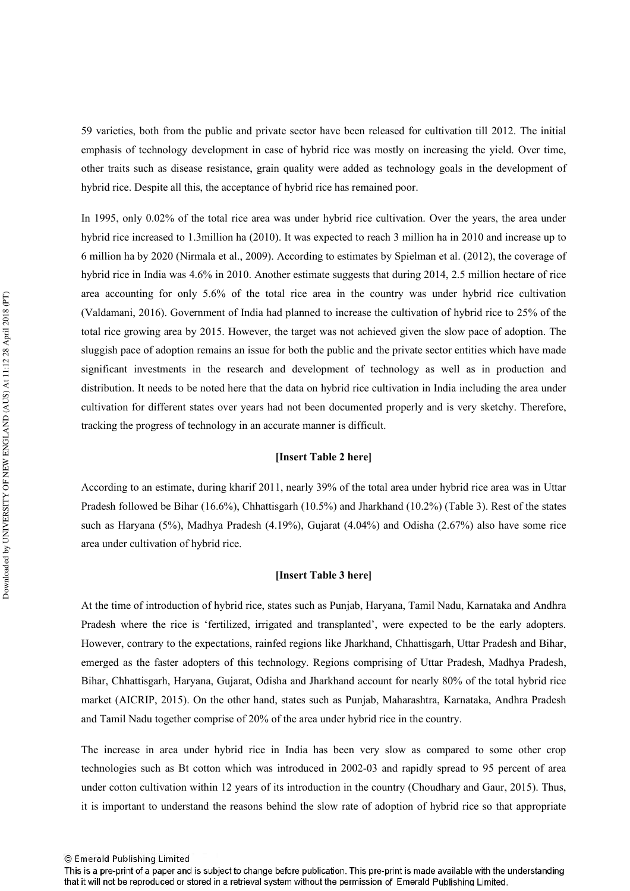59 varieties, both from the public and private sector have been released for cultivation till 2012. The initial emphasis of technology development in case of hybrid rice was mostly on increasing the yield. Over time, other traits such as disease resistance, grain quality were added as technology goals in the development of hybrid rice. Despite all this, the acceptance of hybrid rice has remained poor.

In 1995, only 0.02% of the total rice area was under hybrid rice cultivation. Over the years, the area under hybrid rice increased to 1.3million ha (2010). It was expected to reach 3 million ha in 2010 and increase up to 6 million ha by 2020 (Nirmala et al., 2009). According to estimates by Spielman et al. (2012), the coverage of hybrid rice in India was 4.6% in 2010. Another estimate suggests that during 2014, 2.5 million hectare of rice area accounting for only 5.6% of the total rice area in the country was under hybrid rice cultivation (Valdamani, 2016). Government of India had planned to increase the cultivation of hybrid rice to 25% of the total rice growing area by 2015. However, the target was not achieved given the slow pace of adoption. The sluggish pace of adoption remains an issue for both the public and the private sector entities which have made significant investments in the research and development of technology as well as in production and distribution. It needs to be noted here that the data on hybrid rice cultivation in India including the area under cultivation for different states over years had not been documented properly and is very sketchy. Therefore, tracking the progress of technology in an accurate manner is difficult.

**[Insert Table 2 here]**

According to an estimate, during kharif 2011, nearly 39% of the total area under hybrid rice area was in Uttar Pradesh followed be Bihar (16.6%), Chhattisgarh (10.5%) and Jharkhand (10.2%) (Table 3). Rest of the states such as Haryana (5%), Madhya Pradesh (4.19%), Gujarat (4.04%) and Odisha (2.67%) also have some rice area under cultivation of hybrid rice.

**[Insert Table 3 here]**

At the time of introduction of hybrid rice, states such as Punjab, Haryana, Tamil Nadu, Karnataka and Andhra Pradesh where the rice is 'fertilized, irrigated and transplanted', were expected to be the early adopters. However, contrary to the expectations, rainfed regions like Jharkhand, Chhattisgarh, Uttar Pradesh and Bihar, emerged as the faster adopters of this technology. Regions comprising of Uttar Pradesh, Madhya Pradesh, Bihar, Chhattisgarh, Haryana, Gujarat, Odisha and Jharkhand account for nearly 80% of the total hybrid rice market (AICRIP, 2015). On the other hand, states such as Punjab, Maharashtra, Karnataka, Andhra Pradesh and Tamil Nadu together comprise of 20% of the area under hybrid rice in the country.

The increase in area under hybrid rice in India has been very slow as compared to some other crop technologies such as Bt cotton which was introduced in 2002-03 and rapidly spread to 95 percent of area under cotton cultivation within 12 years of its introduction in the country (Choudhary and Gaur, 2015). Thus, it is important to understand the reasons behind the slow rate of adoption of hybrid rice so that appropriate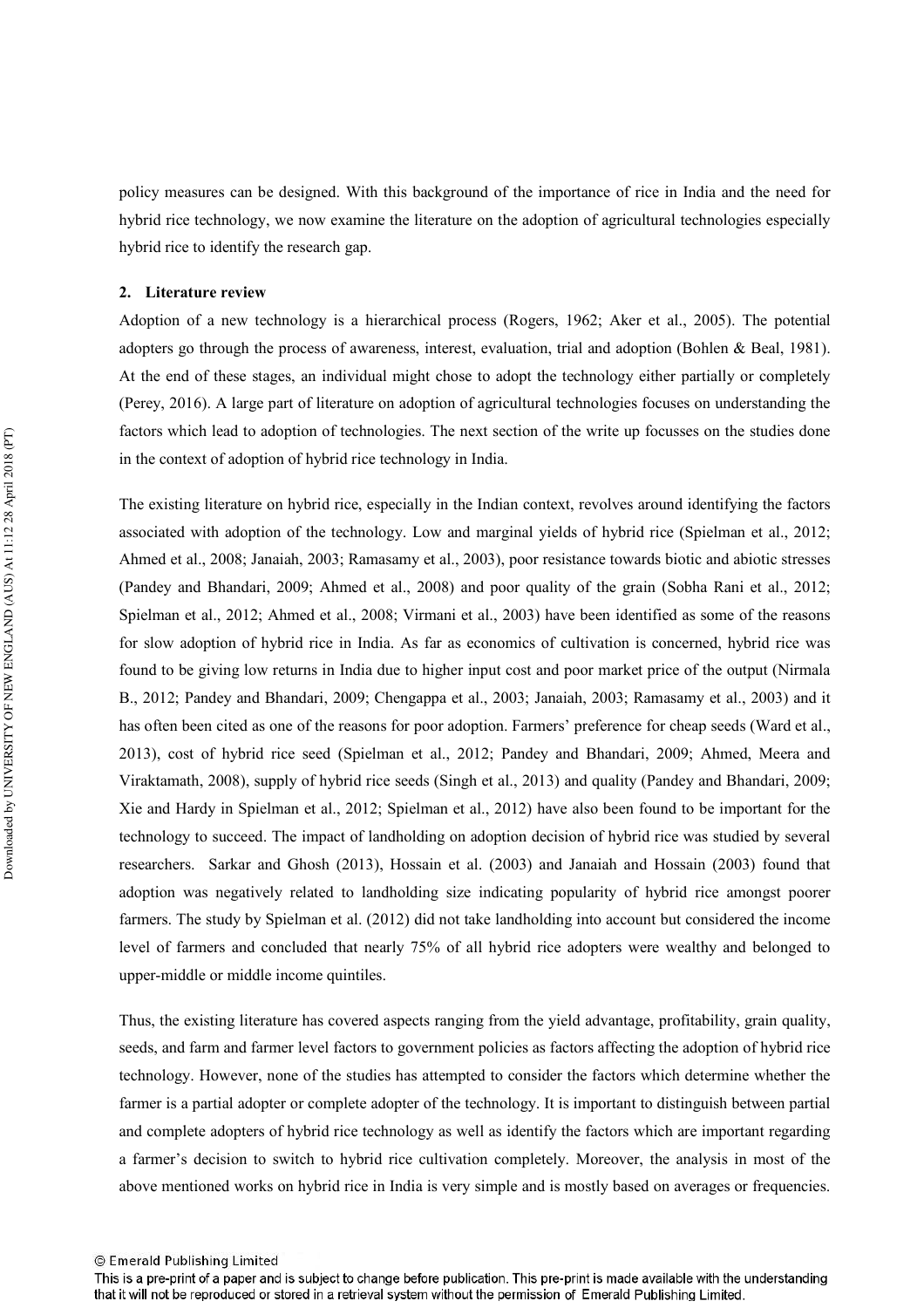policy measures can be designed. With this background of the importance of rice in India and the need for hybrid rice technology, we now examine the literature on the adoption of agricultural technologies especially hybrid rice to identify the research gap.

## 2. Literature review

Adoption of a new technology is a hierarchical process (Rogers, 1962; Aker et al., 2005). The potential adopters go through the process of awareness, interest, evaluation, trial and adoption (Bohlen & Beal, 1981). At the end of these stages, an individual might chose to adopt the technology either partially or completely (Perey, 2016). A large part of literature on adoption of agricultural technologies focuses on understanding the factors which lead to adoption of technologies. The next section of the write up focusses on the studies done in the context of adoption of hybrid rice technology in India.

The existing literature on hybrid rice, especially in the Indian context, revolves around identifying the factors associated with adoption of the technology. Low and marginal yields of hybrid rice (Spielman et al., 2012; Ahmed et al., 2008; Janaiah, 2003; Ramasamy et al., 2003), poor resistance towards biotic and abiotic stresses (Pandey and Bhandari, 2009; Ahmed et al., 2008) and poor quality of the grain (Sobha Rani et al., 2012; Spielman et al., 2012; Ahmed et al., 2008; Virmani et al., 2003) have been identified as some of the reasons for slow adoption of hybrid rice in India. As far as economics of cultivation is concerned, hybrid rice was found to be giving low returns in India due to higher input cost and poor market price of the output (Nirmala B., 2012; Pandey and Bhandari, 2009; Chengappa et al., 2003; Janaiah, 2003; Ramasamy et al., 2003) and it has often been cited as one of the reasons for poor adoption. Farmers' preference for cheap seeds (Ward et al., 2013), cost of hybrid rice seed (Spielman et al., 2012; Pandey and Bhandari, 2009; Ahmed, Meera and Viraktamath, 2008), supply of hybrid rice seeds (Singh et al., 2013) and quality (Pandey and Bhandari, 2009; Xie and Hardy in Spielman et al., 2012; Spielman et al., 2012) have also been found to be important for the technology to succeed. The impact of landholding on adoption decision of hybrid rice was studied by several researchers. Sarkar and Ghosh (2013), Hossain et al. (2003) and Janaiah and Hossain (2003) found that adoption was negatively related to landholding size indicating popularity of hybrid rice amongst poorer farmers. The study by Spielman et al. (2012) did not take landholding into account but considered the income level of farmers and concluded that nearly 75% of all hybrid rice adopters were wealthy and belonged to upper-middle or middle income quintiles.

Thus, the existing literature has covered aspects ranging from the yield advantage, profitability, grain quality, seeds, and farm and farmer level factors to government policies as factors affecting the adoption of hybrid rice technology. However, none of the studies has attempted to consider the factors which determine whether the farmer is a partial adopter or complete adopter of the technology. It is important to distinguish between partial and complete adopters of hybrid rice technology as well as identify the factors which are important regarding a farmer's decision to switch to hybrid rice cultivation completely. Moreover, the analysis in most of the above mentioned works on hybrid rice in India is very simple and is mostly based on averages or frequencies.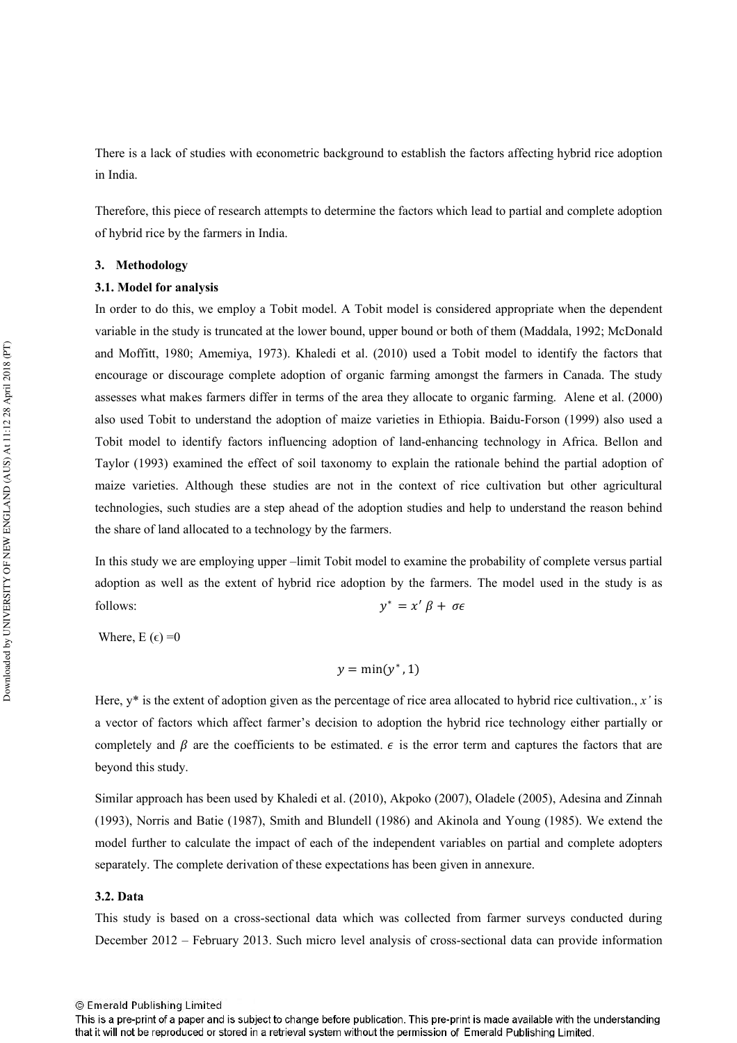There is a lack of studies with econometric background to establish the factors affecting hybrid rice adoption in India.

Therefore, this piece of research attempts to determine the factors which lead to partial and complete adoption of hybrid rice by the farmers in India.

## 3. Methodology

### 3.1. Model for analysis

In order to do this, we employ a Tobit model. A Tobit model is considered appropriate when the dependent variable in the study is truncated at the lower bound, upper bound or both of them (Maddala, 1992; McDonald and Moffitt, 1980; Amemiya, 1973). Khaledi et al. (2010) used a Tobit model to identify the factors that encourage or discourage complete adoption of organic farming amongst the farmers in Canada. The study assesses what makes farmers differ in terms of the area they allocate to organic farming. Alene et al. (2000) also used Tobit to understand the adoption of maize varieties in Ethiopia. Baidu-Forson (1999) also used a Tobit model to identify factors influencing adoption of land-enhancing technology in Africa. Bellon and Taylor (1993) examined the effect of soil taxonomy to explain the rationale behind the partial adoption of maize varieties. Although these studies are not in the context of rice cultivation but other agricultural technologies, such studies are a step ahead of the adoption studies and help to understand the reason behind the share of land allocated to a technology by the farmers.

In this study we are employing upper –limit Tobit model to examine the probability of complete versus partial adoption as well as the extent of hybrid rice adoption by the farmers. The model used in the study is as follows:

$$y^* = x'\beta + \sigma\epsilon$$

Where, E (ϵ) =0

$$y = \min(y^*, 1)$$

Here, y* is the extent of adoption given as the percentage of rice area allocated to hybrid rice cultivation., $x'$ is a vector of factors which affect farmer's decision to adoption the hybrid rice technology either partially or completely and $\beta$ are the coefficients to be estimated. $\epsilon$ is the error term and captures the factors that are beyond this study.

Similar approach has been used by Khaledi et al. (2010), Akpoko (2007), Oladele (2005), Adesina and Zinnah (1993), Norris and Batie (1987), Smith and Blundell (1986) and Akinola and Young (1985). We extend the model further to calculate the impact of each of the independent variables on partial and complete adopters separately. The complete derivation of these expectations has been given in annexure.

### 3.2. Data

This study is based on a cross-sectional data which was collected from farmer surveys conducted during December 2012 – February 2013. Such micro level analysis of cross-sectional data can provide information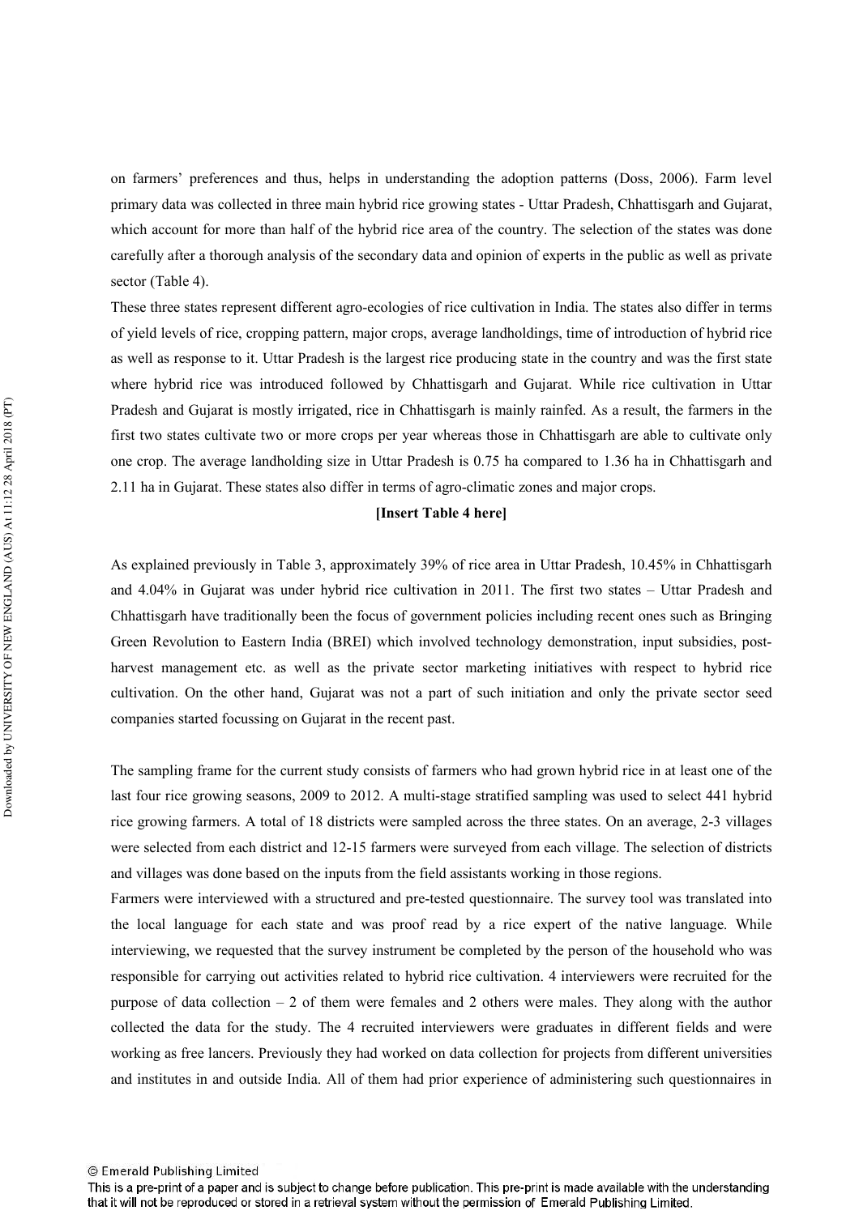on farmers' preferences and thus, helps in understanding the adoption patterns (Doss, 2006). Farm level primary data was collected in three main hybrid rice growing states - Uttar Pradesh, Chhattisgarh and Gujarat, which account for more than half of the hybrid rice area of the country. The selection of the states was done carefully after a thorough analysis of the secondary data and opinion of experts in the public as well as private sector (Table 4).

These three states represent different agro-ecologies of rice cultivation in India. The states also differ in terms of yield levels of rice, cropping pattern, major crops, average landholdings, time of introduction of hybrid rice as well as response to it. Uttar Pradesh is the largest rice producing state in the country and was the first state where hybrid rice was introduced followed by Chhattisgarh and Gujarat. While rice cultivation in Uttar Pradesh and Gujarat is mostly irrigated, rice in Chhattisgarh is mainly rainfed. As a result, the farmers in the first two states cultivate two or more crops per year whereas those in Chhattisgarh are able to cultivate only one crop. The average landholding size in Uttar Pradesh is 0.75 ha compared to 1.36 ha in Chhattisgarh and 2.11 ha in Gujarat. These states also differ in terms of agro-climatic zones and major crops.

**[Insert Table 4 here]**

As explained previously in Table 3, approximately 39% of rice area in Uttar Pradesh, 10.45% in Chhattisgarh and 4.04% in Gujarat was under hybrid rice cultivation in 2011. The first two states – Uttar Pradesh and Chhattisgarh have traditionally been the focus of government policies including recent ones such as Bringing Green Revolution to Eastern India (BREI) which involved technology demonstration, input subsidies, post-harvest management etc. as well as the private sector marketing initiatives with respect to hybrid rice cultivation. On the other hand, Gujarat was not a part of such initiation and only the private sector seed companies started focussing on Gujarat in the recent past.

The sampling frame for the current study consists of farmers who had grown hybrid rice in at least one of the last four rice growing seasons, 2009 to 2012. A multi-stage stratified sampling was used to select 441 hybrid rice growing farmers. A total of 18 districts were sampled across the three states. On an average, 2-3 villages were selected from each district and 12-15 farmers were surveyed from each village. The selection of districts and villages was done based on the inputs from the field assistants working in those regions.

Farmers were interviewed with a structured and pre-tested questionnaire. The survey tool was translated into the local language for each state and was proof read by a rice expert of the native language. While interviewing, we requested that the survey instrument be completed by the person of the household who was responsible for carrying out activities related to hybrid rice cultivation. 4 interviewers were recruited for the purpose of data collection – 2 of them were females and 2 others were males. They along with the author collected the data for the study. The 4 recruited interviewers were graduates in different fields and were working as free lancers. Previously they had worked on data collection for projects from different universities and institutes in and outside India. All of them had prior experience of administering such questionnaires in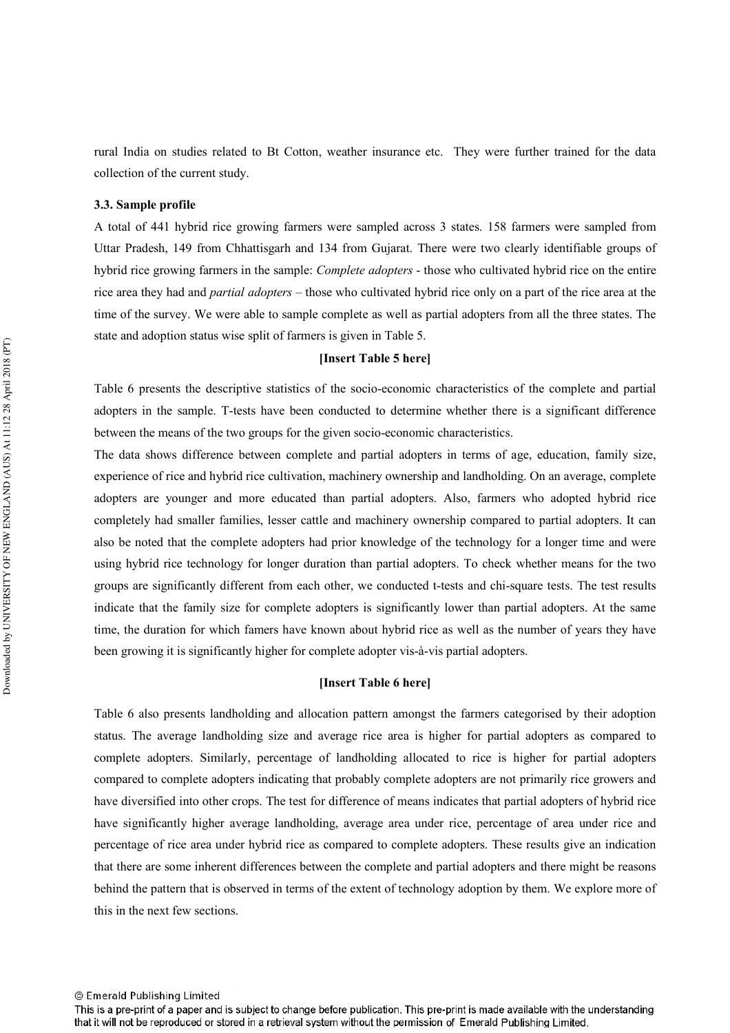rural India on studies related to Bt Cotton, weather insurance etc. They were further trained for the data collection of the current study.

### 3.3. Sample profile

A total of 441 hybrid rice growing farmers were sampled across 3 states. 158 farmers were sampled from Uttar Pradesh, 149 from Chhattisgarh and 134 from Gujarat. There were two clearly identifiable groups of hybrid rice growing farmers in the sample: *Complete adopters* - those who cultivated hybrid rice on the entire rice area they had and *partial adopters* – those who cultivated hybrid rice only on a part of the rice area at the time of the survey. We were able to sample complete as well as partial adopters from all the three states. The state and adoption status wise split of farmers is given in Table 5.

**[Insert Table 5 here]**

Table 6 presents the descriptive statistics of the socio-economic characteristics of the complete and partial adopters in the sample. T-tests have been conducted to determine whether there is a significant difference between the means of the two groups for the given socio-economic characteristics.

The data shows difference between complete and partial adopters in terms of age, education, family size, experience of rice and hybrid rice cultivation, machinery ownership and landholding. On an average, complete adopters are younger and more educated than partial adopters. Also, farmers who adopted hybrid rice completely had smaller families, lesser cattle and machinery ownership compared to partial adopters. It can also be noted that the complete adopters had prior knowledge of the technology for a longer time and were using hybrid rice technology for longer duration than partial adopters. To check whether means for the two groups are significantly different from each other, we conducted t-tests and chi-square tests. The test results indicate that the family size for complete adopters is significantly lower than partial adopters. At the same time, the duration for which famers have known about hybrid rice as well as the number of years they have been growing it is significantly higher for complete adopter vis-à-vis partial adopters.

**[Insert Table 6 here]**

Table 6 also presents landholding and allocation pattern amongst the farmers categorised by their adoption status. The average landholding size and average rice area is higher for partial adopters as compared to complete adopters. Similarly, percentage of landholding allocated to rice is higher for partial adopters compared to complete adopters indicating that probably complete adopters are not primarily rice growers and have diversified into other crops. The test for difference of means indicates that partial adopters of hybrid rice have significantly higher average landholding, average area under rice, percentage of area under rice and percentage of rice area under hybrid rice as compared to complete adopters. These results give an indication that there are some inherent differences between the complete and partial adopters and there might be reasons behind the pattern that is observed in terms of the extent of technology adoption by them. We explore more of this in the next few sections.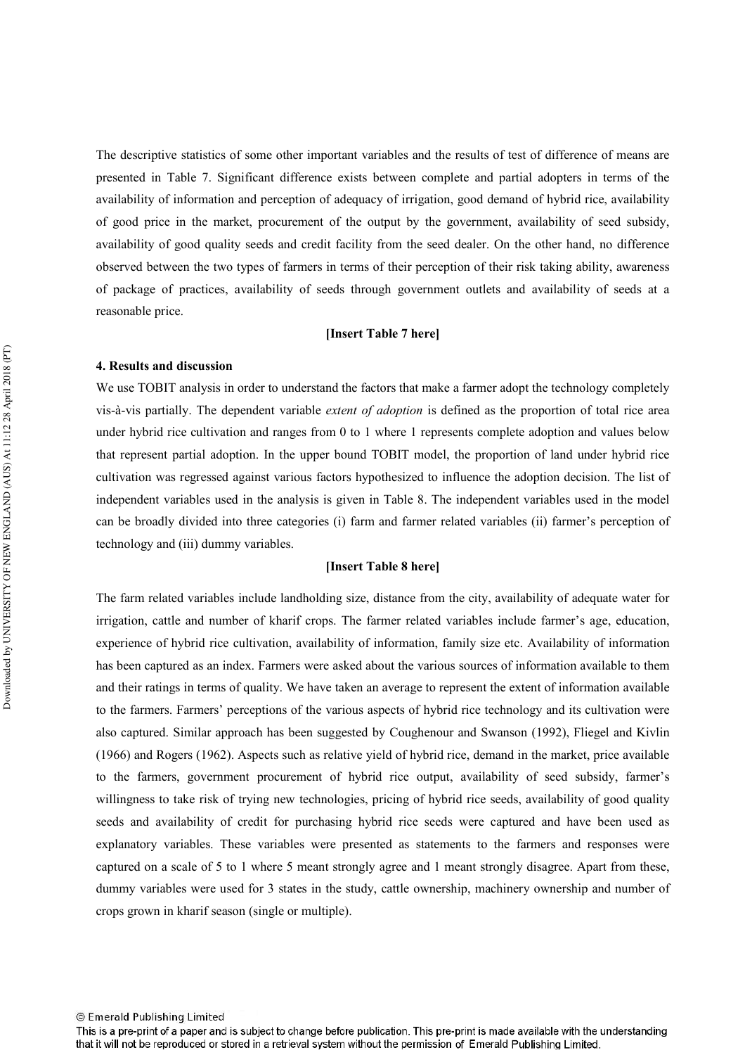The descriptive statistics of some other important variables and the results of test of difference of means are presented in Table 7. Significant difference exists between complete and partial adopters in terms of the availability of information and perception of adequacy of irrigation, good demand of hybrid rice, availability of good price in the market, procurement of the output by the government, availability of seed subsidy, availability of good quality seeds and credit facility from the seed dealer. On the other hand, no difference observed between the two types of farmers in terms of their perception of their risk taking ability, awareness of package of practices, availability of seeds through government outlets and availability of seeds at a reasonable price.

**[Insert Table 7 here]**

## 4. Results and discussion

We use TOBIT analysis in order to understand the factors that make a farmer adopt the technology completely vis-à-vis partially. The dependent variable *extent of adoption* is defined as the proportion of total rice area under hybrid rice cultivation and ranges from 0 to 1 where 1 represents complete adoption and values below that represent partial adoption. In the upper bound TOBIT model, the proportion of land under hybrid rice cultivation was regressed against various factors hypothesized to influence the adoption decision. The list of independent variables used in the analysis is given in Table 8. The independent variables used in the model can be broadly divided into three categories (i) farm and farmer related variables (ii) farmer's perception of technology and (iii) dummy variables.

**[Insert Table 8 here]**

The farm related variables include landholding size, distance from the city, availability of adequate water for irrigation, cattle and number of kharif crops. The farmer related variables include farmer's age, education, experience of hybrid rice cultivation, availability of information, family size etc. Availability of information has been captured as an index. Farmers were asked about the various sources of information available to them and their ratings in terms of quality. We have taken an average to represent the extent of information available to the farmers. Farmers' perceptions of the various aspects of hybrid rice technology and its cultivation were also captured. Similar approach has been suggested by Coughenour and Swanson (1992), Fliegel and Kivlin (1966) and Rogers (1962). Aspects such as relative yield of hybrid rice, demand in the market, price available to the farmers, government procurement of hybrid rice output, availability of seed subsidy, farmer's willingness to take risk of trying new technologies, pricing of hybrid rice seeds, availability of good quality seeds and availability of credit for purchasing hybrid rice seeds were captured and have been used as explanatory variables. These variables were presented as statements to the farmers and responses were captured on a scale of 5 to 1 where 5 meant strongly agree and 1 meant strongly disagree. Apart from these, dummy variables were used for 3 states in the study, cattle ownership, machinery ownership and number of crops grown in kharif season (single or multiple).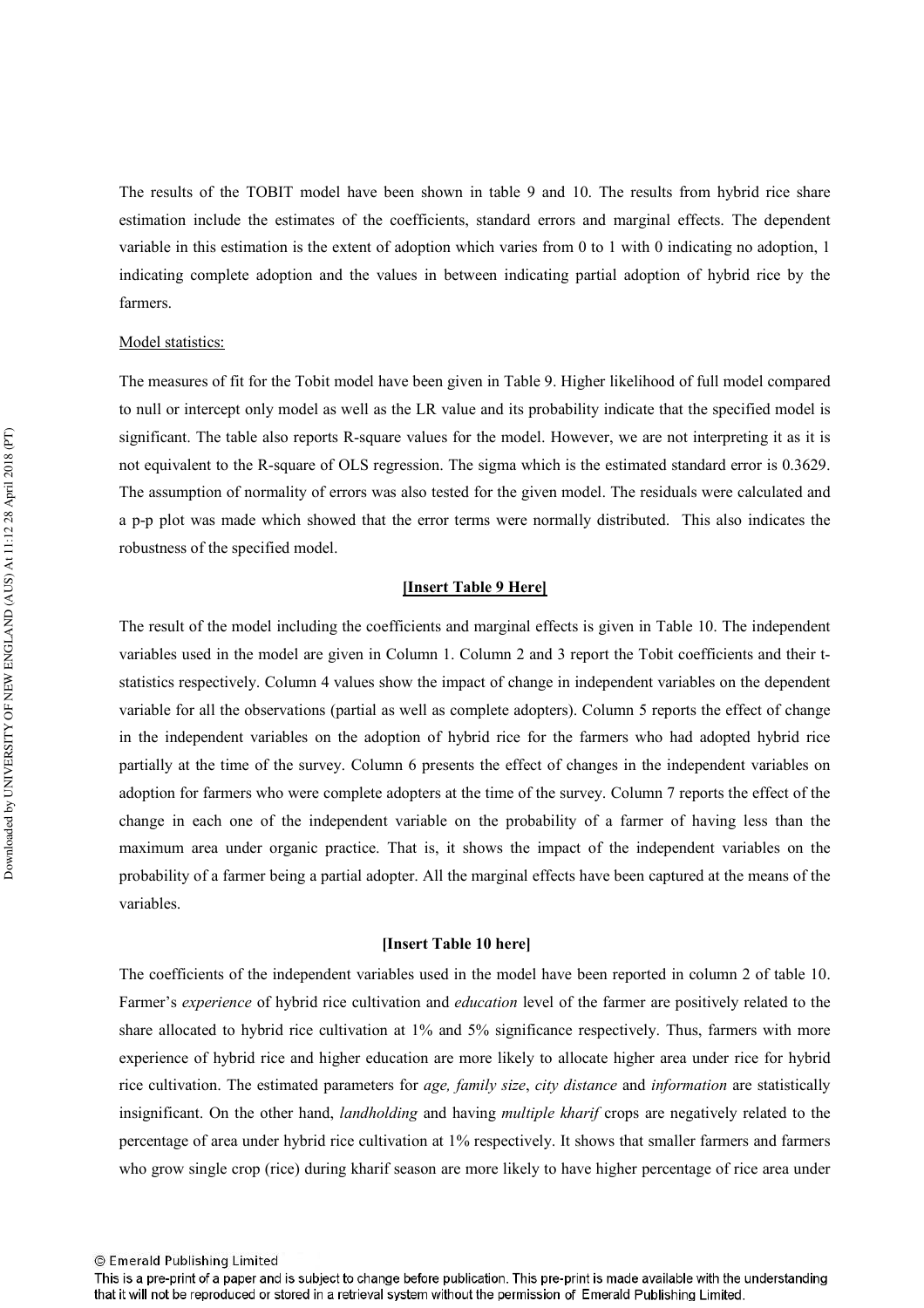The results of the TOBIT model have been shown in table 9 and 10. The results from hybrid rice share estimation include the estimates of the coefficients, standard errors and marginal effects. The dependent variable in this estimation is the extent of adoption which varies from 0 to 1 with 0 indicating no adoption, 1 indicating complete adoption and the values in between indicating partial adoption of hybrid rice by the farmers.

Model statistics:

The measures of fit for the Tobit model have been given in Table 9. Higher likelihood of full model compared to null or intercept only model as well as the LR value and its probability indicate that the specified model is significant. The table also reports R-square values for the model. However, we are not interpreting it as it is not equivalent to the R-square of OLS regression. The sigma which is the estimated standard error is 0.3629. The assumption of normality of errors was also tested for the given model. The residuals were calculated and a p-p plot was made which showed that the error terms were normally distributed. This also indicates the robustness of the specified model.

**[Insert Table 9 Here]**

The result of the model including the coefficients and marginal effects is given in Table 10. The independent variables used in the model are given in Column 1. Column 2 and 3 report the Tobit coefficients and their t-statistics respectively. Column 4 values show the impact of change in independent variables on the dependent variable for all the observations (partial as well as complete adopters). Column 5 reports the effect of change in the independent variables on the adoption of hybrid rice for the farmers who had adopted hybrid rice partially at the time of the survey. Column 6 presents the effect of changes in the independent variables on adoption for farmers who were complete adopters at the time of the survey. Column 7 reports the effect of the change in each one of the independent variable on the probability of a farmer of having less than the maximum area under organic practice. That is, it shows the impact of the independent variables on the probability of a farmer being a partial adopter. All the marginal effects have been captured at the means of the variables.

**[Insert Table 10 here]**

The coefficients of the independent variables used in the model have been reported in column 2 of table 10. Farmer's *experience* of hybrid rice cultivation and *education* level of the farmer are positively related to the share allocated to hybrid rice cultivation at 1% and 5% significance respectively. Thus, farmers with more experience of hybrid rice and higher education are more likely to allocate higher area under rice for hybrid rice cultivation. The estimated parameters for *age, family size*, *city distance* and *information* are statistically insignificant. On the other hand, *landholding* and having *multiple kharif* crops are negatively related to the percentage of area under hybrid rice cultivation at 1% respectively. It shows that smaller farmers and farmers who grow single crop (rice) during kharif season are more likely to have higher percentage of rice area under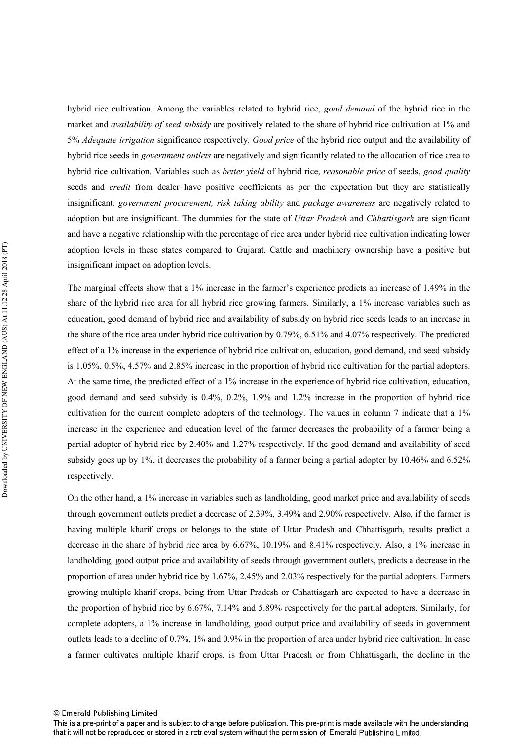hybrid rice cultivation. Among the variables related to hybrid rice, *good demand* of the hybrid rice in the market and *availability of seed subsidy* are positively related to the share of hybrid rice cultivation at 1% and 5% *Adequate irrigation* significance respectively. *Good price* of the hybrid rice output and the availability of hybrid rice seeds in *government outlets* are negatively and significantly related to the allocation of rice area to hybrid rice cultivation. Variables such as *better yield* of hybrid rice, *reasonable price* of seeds, *good quality* seeds and *credit* from dealer have positive coefficients as per the expectation but they are statistically insignificant. *government procurement, risk taking ability* and *package awareness* are negatively related to adoption but are insignificant. The dummies for the state of *Uttar Pradesh* and *Chhattisgarh* are significant and have a negative relationship with the percentage of rice area under hybrid rice cultivation indicating lower adoption levels in these states compared to Gujarat. Cattle and machinery ownership have a positive but insignificant impact on adoption levels.

The marginal effects show that a 1% increase in the farmer's experience predicts an increase of 1.49% in the share of the hybrid rice area for all hybrid rice growing farmers. Similarly, a 1% increase variables such as education, good demand of hybrid rice and availability of subsidy on hybrid rice seeds leads to an increase in the share of the rice area under hybrid rice cultivation by 0.79%, 6.51% and 4.07% respectively. The predicted effect of a 1% increase in the experience of hybrid rice cultivation, education, good demand, and seed subsidy is 1.05%, 0.5%, 4.57% and 2.85% increase in the proportion of hybrid rice cultivation for the partial adopters. At the same time, the predicted effect of a 1% increase in the experience of hybrid rice cultivation, education, good demand and seed subsidy is 0.4%, 0.2%, 1.9% and 1.2% increase in the proportion of hybrid rice cultivation for the current complete adopters of the technology. The values in column 7 indicate that a 1% increase in the experience and education level of the farmer decreases the probability of a farmer being a partial adopter of hybrid rice by 2.40% and 1.27% respectively. If the good demand and availability of seed subsidy goes up by 1%, it decreases the probability of a farmer being a partial adopter by 10.46% and 6.52% respectively.

On the other hand, a 1% increase in variables such as landholding, good market price and availability of seeds through government outlets predict a decrease of 2.39%, 3.49% and 2.90% respectively. Also, if the farmer is having multiple kharif crops or belongs to the state of Uttar Pradesh and Chhattisgarh, results predict a decrease in the share of hybrid rice area by 6.67%, 10.19% and 8.41% respectively. Also, a 1% increase in landholding, good output price and availability of seeds through government outlets, predicts a decrease in the proportion of area under hybrid rice by 1.67%, 2.45% and 2.03% respectively for the partial adopters. Farmers growing multiple kharif crops, being from Uttar Pradesh or Chhattisgarh are expected to have a decrease in the proportion of hybrid rice by 6.67%, 7.14% and 5.89% respectively for the partial adopters. Similarly, for complete adopters, a 1% increase in landholding, good output price and availability of seeds in government outlets leads to a decline of 0.7%, 1% and 0.9% in the proportion of area under hybrid rice cultivation. In case a farmer cultivates multiple kharif crops, is from Uttar Pradesh or from Chhattisgarh, the decline in the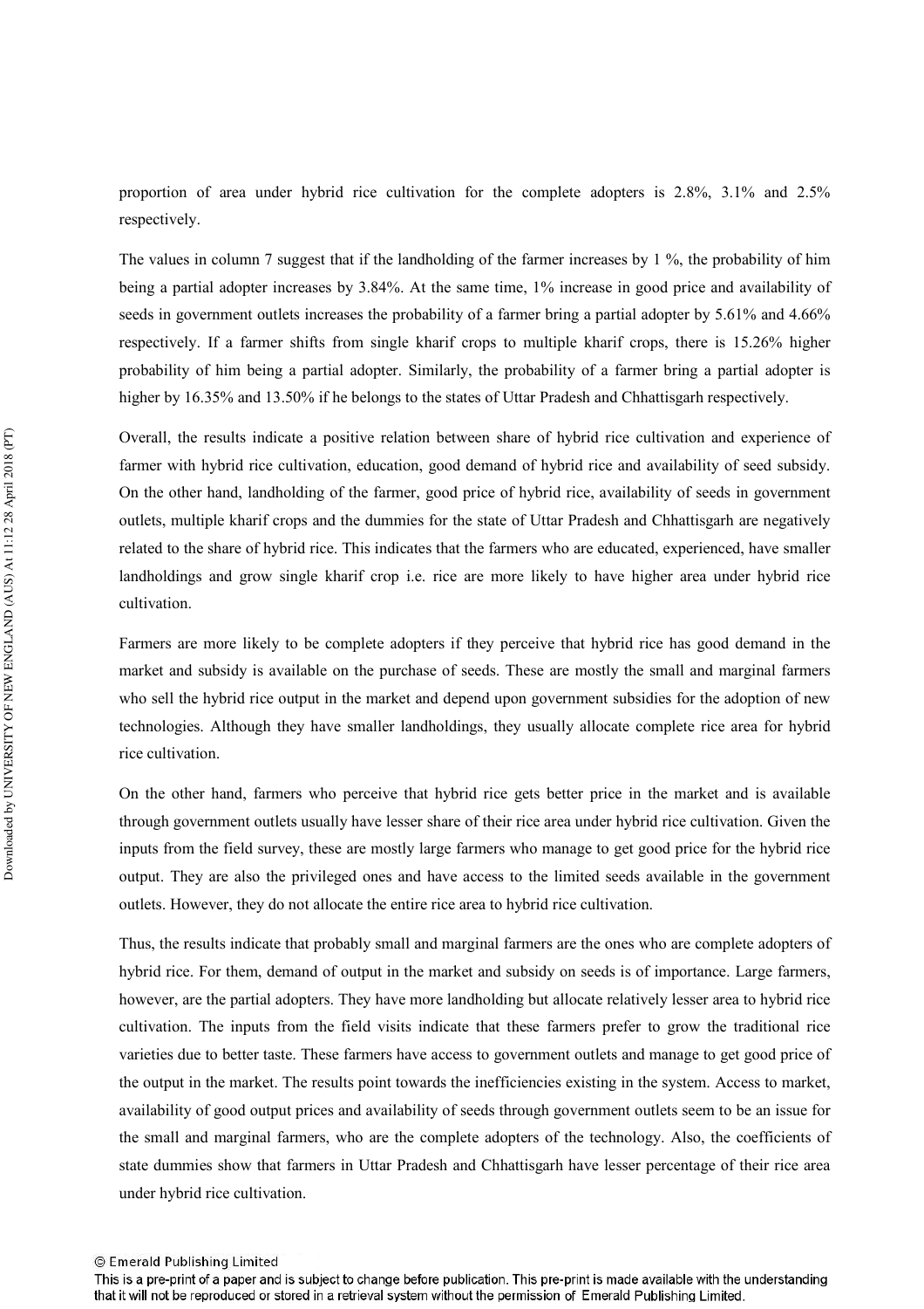proportion of area under hybrid rice cultivation for the complete adopters is 2.8%, 3.1% and 2.5% respectively.

The values in column 7 suggest that if the landholding of the farmer increases by 1 %, the probability of him being a partial adopter increases by 3.84%. At the same time, 1% increase in good price and availability of seeds in government outlets increases the probability of a farmer bring a partial adopter by 5.61% and 4.66% respectively. If a farmer shifts from single kharif crops to multiple kharif crops, there is 15.26% higher probability of him being a partial adopter. Similarly, the probability of a farmer bring a partial adopter is higher by 16.35% and 13.50% if he belongs to the states of Uttar Pradesh and Chhattisgarh respectively.

Overall, the results indicate a positive relation between share of hybrid rice cultivation and experience of farmer with hybrid rice cultivation, education, good demand of hybrid rice and availability of seed subsidy. On the other hand, landholding of the farmer, good price of hybrid rice, availability of seeds in government outlets, multiple kharif crops and the dummies for the state of Uttar Pradesh and Chhattisgarh are negatively related to the share of hybrid rice. This indicates that the farmers who are educated, experienced, have smaller landholdings and grow single kharif crop i.e. rice are more likely to have higher area under hybrid rice cultivation.

Farmers are more likely to be complete adopters if they perceive that hybrid rice has good demand in the market and subsidy is available on the purchase of seeds. These are mostly the small and marginal farmers who sell the hybrid rice output in the market and depend upon government subsidies for the adoption of new technologies. Although they have smaller landholdings, they usually allocate complete rice area for hybrid rice cultivation.

On the other hand, farmers who perceive that hybrid rice gets better price in the market and is available through government outlets usually have lesser share of their rice area under hybrid rice cultivation. Given the inputs from the field survey, these are mostly large farmers who manage to get good price for the hybrid rice output. They are also the privileged ones and have access to the limited seeds available in the government outlets. However, they do not allocate the entire rice area to hybrid rice cultivation.

Thus, the results indicate that probably small and marginal farmers are the ones who are complete adopters of hybrid rice. For them, demand of output in the market and subsidy on seeds is of importance. Large farmers, however, are the partial adopters. They have more landholding but allocate relatively lesser area to hybrid rice cultivation. The inputs from the field visits indicate that these farmers prefer to grow the traditional rice varieties due to better taste. These farmers have access to government outlets and manage to get good price of the output in the market. The results point towards the inefficiencies existing in the system. Access to market, availability of good output prices and availability of seeds through government outlets seem to be an issue for the small and marginal farmers, who are the complete adopters of the technology. Also, the coefficients of state dummies show that farmers in Uttar Pradesh and Chhattisgarh have lesser percentage of their rice area under hybrid rice cultivation.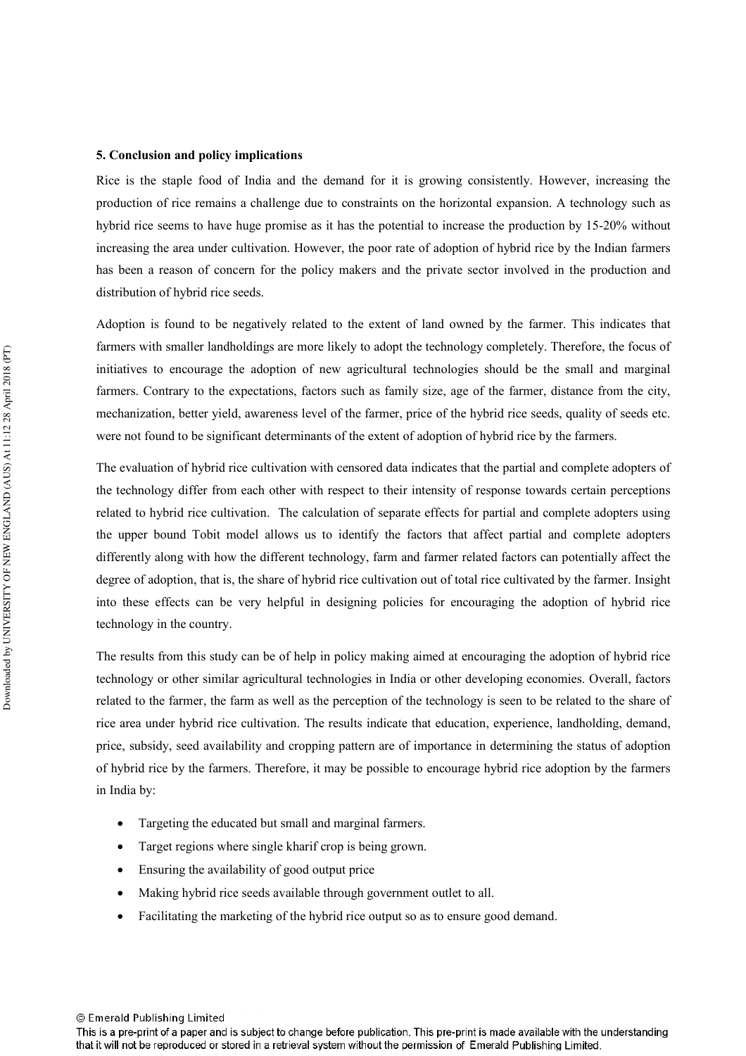## 5. Conclusion and policy implications

Rice is the staple food of India and the demand for it is growing consistently. However, increasing the production of rice remains a challenge due to constraints on the horizontal expansion. A technology such as hybrid rice seems to have huge promise as it has the potential to increase the production by 15-20% without increasing the area under cultivation. However, the poor rate of adoption of hybrid rice by the Indian farmers has been a reason of concern for the policy makers and the private sector involved in the production and distribution of hybrid rice seeds.

Adoption is found to be negatively related to the extent of land owned by the farmer. This indicates that farmers with smaller landholdings are more likely to adopt the technology completely. Therefore, the focus of initiatives to encourage the adoption of new agricultural technologies should be the small and marginal farmers. Contrary to the expectations, factors such as family size, age of the farmer, distance from the city, mechanization, better yield, awareness level of the farmer, price of the hybrid rice seeds, quality of seeds etc. were not found to be significant determinants of the extent of adoption of hybrid rice by the farmers.

The evaluation of hybrid rice cultivation with censored data indicates that the partial and complete adopters of the technology differ from each other with respect to their intensity of response towards certain perceptions related to hybrid rice cultivation. The calculation of separate effects for partial and complete adopters using the upper bound Tobit model allows us to identify the factors that affect partial and complete adopters differently along with how the different technology, farm and farmer related factors can potentially affect the degree of adoption, that is, the share of hybrid rice cultivation out of total rice cultivated by the farmer. Insight into these effects can be very helpful in designing policies for encouraging the adoption of hybrid rice technology in the country.

The results from this study can be of help in policy making aimed at encouraging the adoption of hybrid rice technology or other similar agricultural technologies in India or other developing economies. Overall, factors related to the farmer, the farm as well as the perception of the technology is seen to be related to the share of rice area under hybrid rice cultivation. The results indicate that education, experience, landholding, demand, price, subsidy, seed availability and cropping pattern are of importance in determining the status of adoption of hybrid rice by the farmers. Therefore, it may be possible to encourage hybrid rice adoption by the farmers in India by:

- Targeting the educated but small and marginal farmers.
- Target regions where single kharif crop is being grown.
- Ensuring the availability of good output price
- Making hybrid rice seeds available through government outlet to all.
- Facilitating the marketing of the hybrid rice output so as to ensure good demand.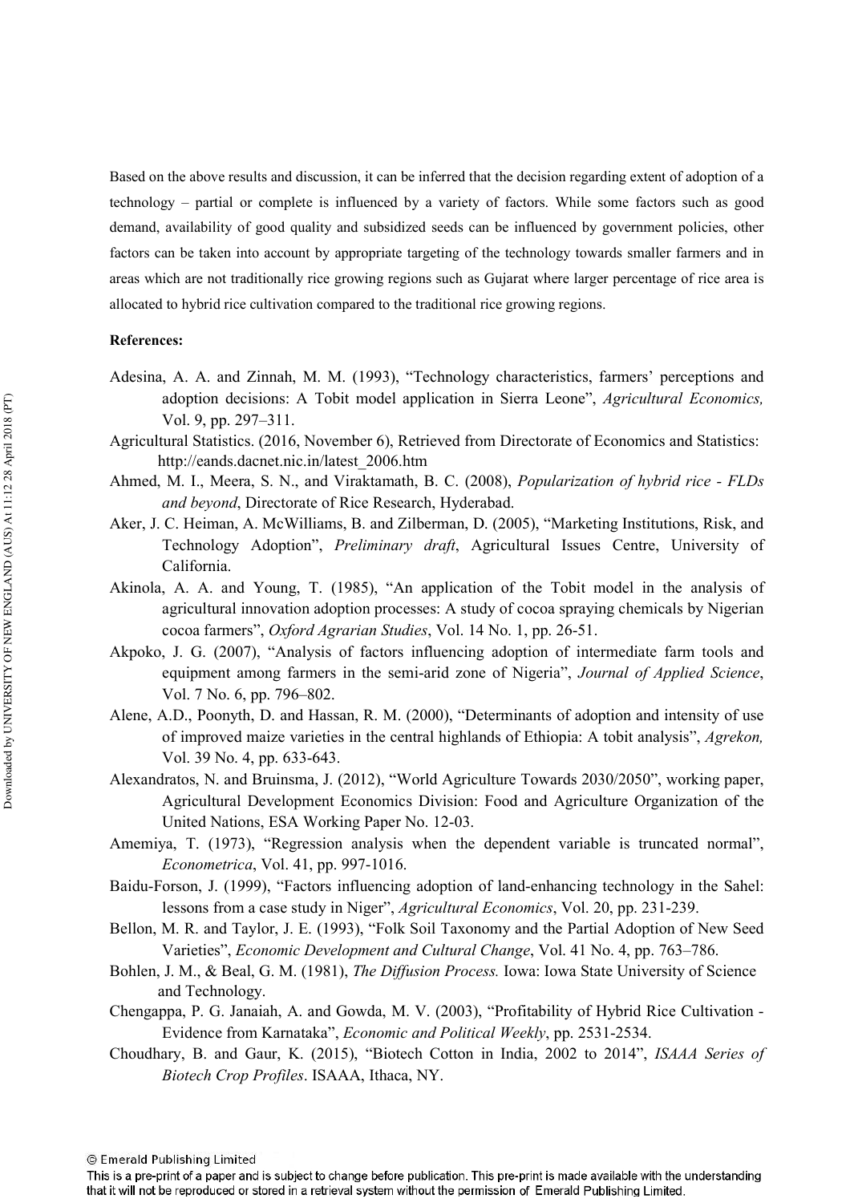Based on the above results and discussion, it can be inferred that the decision regarding extent of adoption of a technology – partial or complete is influenced by a variety of factors. While some factors such as good demand, availability of good quality and subsidized seeds can be influenced by government policies, other factors can be taken into account by appropriate targeting of the technology towards smaller farmers and in areas which are not traditionally rice growing regions such as Gujarat where larger percentage of rice area is allocated to hybrid rice cultivation compared to the traditional rice growing regions.

**References:**

Adesina, A. A. and Zinnah, M. M. (1993), "Technology characteristics, farmers' perceptions and adoption decisions: A Tobit model application in Sierra Leone", *Agricultural Economics,* Vol. 9, pp. 297–311.

Agricultural Statistics. (2016, November 6), Retrieved from Directorate of Economics and Statistics: http://eands.dacnet.nic.in/latest_2006.htm

Ahmed, M. I., Meera, S. N., and Viraktamath, B. C. (2008), *Popularization of hybrid rice - FLDs and beyond*, Directorate of Rice Research, Hyderabad.

Aker, J. C. Heiman, A. McWilliams, B. and Zilberman, D. (2005), "Marketing Institutions, Risk, and Technology Adoption", *Preliminary draft*, Agricultural Issues Centre, University of California.

Akinola, A. A. and Young, T. (1985), "An application of the Tobit model in the analysis of agricultural innovation adoption processes: A study of cocoa spraying chemicals by Nigerian cocoa farmers", *Oxford Agrarian Studies*, Vol. 14 No. 1, pp. 26-51.

Akpoko, J. G. (2007), "Analysis of factors influencing adoption of intermediate farm tools and equipment among farmers in the semi-arid zone of Nigeria", *Journal of Applied Science*, Vol. 7 No. 6, pp. 796–802.

Alene, A.D., Poonyth, D. and Hassan, R. M. (2000), "Determinants of adoption and intensity of use of improved maize varieties in the central highlands of Ethiopia: A tobit analysis", *Agrekon,* Vol. 39 No. 4, pp. 633-643.

Alexandratos, N. and Bruinsma, J. (2012), "World Agriculture Towards 2030/2050", working paper, Agricultural Development Economics Division: Food and Agriculture Organization of the United Nations, ESA Working Paper No. 12-03.

Amemiya, T. (1973), "Regression analysis when the dependent variable is truncated normal", *Econometrica*, Vol. 41, pp. 997-1016.

Baidu-Forson, J. (1999), "Factors influencing adoption of land-enhancing technology in the Sahel: lessons from a case study in Niger", *Agricultural Economics*, Vol. 20, pp. 231-239.

Bellon, M. R. and Taylor, J. E. (1993), "Folk Soil Taxonomy and the Partial Adoption of New Seed Varieties", *Economic Development and Cultural Change*, Vol. 41 No. 4, pp. 763–786.

Bohlen, J. M., & Beal, G. M. (1981), *The Diffusion Process.* Iowa: Iowa State University of Science and Technology.

Chengappa, P. G. Janaiah, A. and Gowda, M. V. (2003), "Profitability of Hybrid Rice Cultivation - Evidence from Karnataka", *Economic and Political Weekly*, pp. 2531-2534.

Choudhary, B. and Gaur, K. (2015), "Biotech Cotton in India, 2002 to 2014", *ISAAA Series of Biotech Crop Profiles*. ISAAA, Ithaca, NY.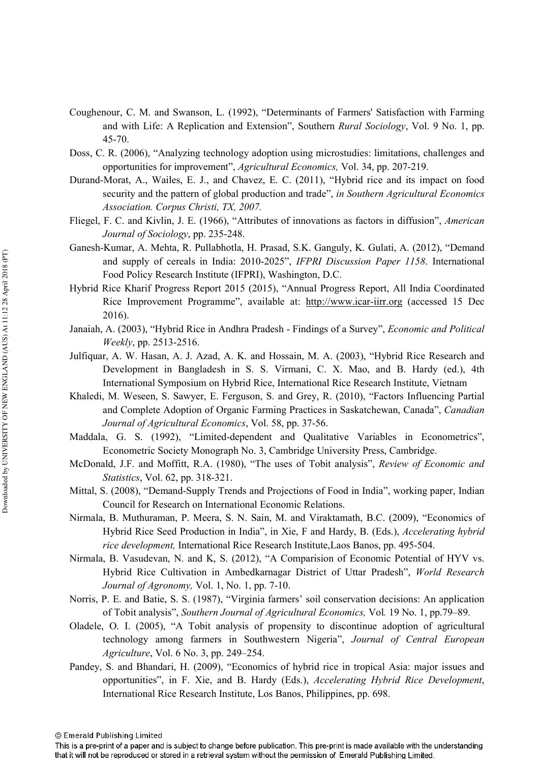Coughenour, C. M. and Swanson, L. (1992), "Determinants of Farmers' Satisfaction with Farming and with Life: A Replication and Extension", Southern *Rural Sociology*, Vol. 9 No. 1, pp. 45-70.

Doss, C. R. (2006), "Analyzing technology adoption using microstudies: limitations, challenges and opportunities for improvement", *Agricultural Economics,* Vol. 34, pp. 207-219.

Durand-Morat, A., Wailes, E. J., and Chavez, E. C. (2011), "Hybrid rice and its impact on food security and the pattern of global production and trade", *in Southern Agricultural Economics Association. Corpus Christi, TX, 2007.*

Fliegel, F. C. and Kivlin, J. E. (1966), "Attributes of innovations as factors in diffusion", *American Journal of Sociology*, pp. 235-248.

Ganesh-Kumar, A. Mehta, R. Pullabhotla, H. Prasad, S.K. Ganguly, K. Gulati, A. (2012), "Demand and supply of cereals in India: 2010-2025", *IFPRI Discussion Paper 1158*. International Food Policy Research Institute (IFPRI), Washington, D.C.

Hybrid Rice Kharif Progress Report 2015 (2015), "Annual Progress Report, All India Coordinated Rice Improvement Programme", available at: http://www.icar-iirr.org (accessed 15 Dec 2016).

Janaiah, A. (2003), "Hybrid Rice in Andhra Pradesh - Findings of a Survey", *Economic and Political Weekly*, pp. 2513-2516.

Julfiquar, A. W. Hasan, A. J. Azad, A. K. and Hossain, M. A. (2003), "Hybrid Rice Research and Development in Bangladesh in S. S. Virmani, C. X. Mao, and B. Hardy (ed.), 4th International Symposium on Hybrid Rice, International Rice Research Institute, Vietnam

Khaledi, M. Weseen, S. Sawyer, E. Ferguson, S. and Grey, R. (2010), "Factors Influencing Partial and Complete Adoption of Organic Farming Practices in Saskatchewan, Canada", *Canadian Journal of Agricultural Economics*, Vol. 58, pp. 37-56.

Maddala, G. S. (1992), "Limited-dependent and Qualitative Variables in Econometrics", Econometric Society Monograph No. 3, Cambridge University Press, Cambridge.

McDonald, J.F. and Moffitt, R.A. (1980), "The uses of Tobit analysis", *Review of Economic and Statistics*, Vol. 62, pp. 318-321.

Mittal, S. (2008), "Demand-Supply Trends and Projections of Food in India", working paper, Indian Council for Research on International Economic Relations.

Nirmala, B. Muthuraman, P. Meera, S. N. Sain, M. and Viraktamath, B.C. (2009), "Economics of Hybrid Rice Seed Production in India", in Xie, F and Hardy, B. (Eds.), *Accelerating hybrid rice development,* International Rice Research Institute,Laos Banos, pp. 495-504.

Nirmala, B. Vasudevan, N. and K, S. (2012), "A Comparision of Economic Potential of HYV vs. Hybrid Rice Cultivation in Ambedkarnagar District of Uttar Pradesh", *World Research Journal of Agronomy,* Vol. 1, No. 1, pp. 7-10.

Norris, P. E. and Batie, S. S. (1987), "Virginia farmers' soil conservation decisions: An application of Tobit analysis", *Southern Journal of Agricultural Economics,* Vol. 19 No. 1, pp.79–89.

Oladele, O. I. (2005), "A Tobit analysis of propensity to discontinue adoption of agricultural technology among farmers in Southwestern Nigeria", *Journal of Central European Agriculture*, Vol. 6 No. 3, pp. 249–254.

Pandey, S. and Bhandari, H. (2009), "Economics of hybrid rice in tropical Asia: major issues and opportunities", in F. Xie, and B. Hardy (Eds.), *Accelerating Hybrid Rice Development*, International Rice Research Institute, Los Banos, Philippines, pp. 698.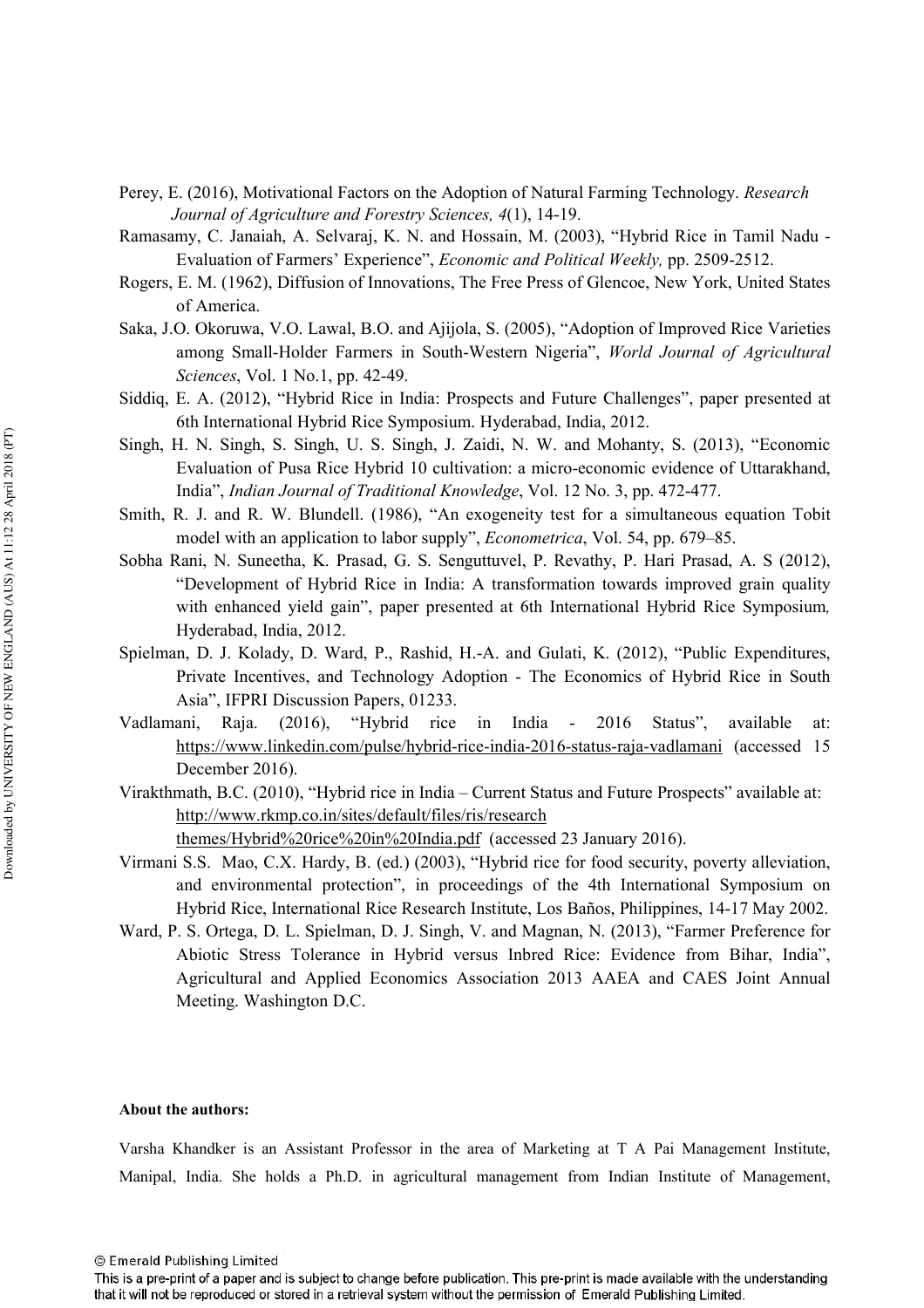Perey, E. (2016), Motivational Factors on the Adoption of Natural Farming Technology. *Research Journal of Agriculture and Forestry Sciences, 4*(1), 14-19.

Ramasamy, C. Janaiah, A. Selvaraj, K. N. and Hossain, M. (2003), "Hybrid Rice in Tamil Nadu - Evaluation of Farmers' Experience", *Economic and Political Weekly,* pp. 2509-2512.

Rogers, E. M. (1962), Diffusion of Innovations, The Free Press of Glencoe, New York, United States of America.

Saka, J.O. Okoruwa, V.O. Lawal, B.O. and Ajijola, S. (2005), "Adoption of Improved Rice Varieties among Small-Holder Farmers in South-Western Nigeria", *World Journal of Agricultural Sciences*, Vol. 1 No.1, pp. 42-49.

Siddiq, E. A. (2012), "Hybrid Rice in India: Prospects and Future Challenges", paper presented at 6th International Hybrid Rice Symposium. Hyderabad, India, 2012.

Singh, H. N. Singh, S. Singh, U. S. Singh, J. Zaidi, N. W. and Mohanty, S. (2013), "Economic Evaluation of Pusa Rice Hybrid 10 cultivation: a micro-economic evidence of Uttarakhand, India", *Indian Journal of Traditional Knowledge*, Vol. 12 No. 3, pp. 472-477.

Smith, R. J. and R. W. Blundell. (1986), "An exogeneity test for a simultaneous equation Tobit model with an application to labor supply", *Econometrica*, Vol. 54, pp. 679–85.

Sobha Rani, N. Suneetha, K. Prasad, G. S. Senguttuvel, P. Revathy, P. Hari Prasad, A. S (2012), "Development of Hybrid Rice in India: A transformation towards improved grain quality with enhanced yield gain", paper presented at 6th International Hybrid Rice Symposium*,* Hyderabad, India, 2012.

Spielman, D. J. Kolady, D. Ward, P., Rashid, H.-A. and Gulati, K. (2012), "Public Expenditures, Private Incentives, and Technology Adoption - The Economics of Hybrid Rice in South Asia", IFPRI Discussion Papers, 01233.

Vadlamani, Raja. (2016), "Hybrid rice in India - 2016 Status", available at: https://www.linkedin.com/pulse/hybrid-rice-india-2016-status-raja-vadlamani (accessed 15 December 2016).

Virakthmath, B.C. (2010), "Hybrid rice in India – Current Status and Future Prospects" available at: http://www.rkmp.co.in/sites/default/files/ris/research themes/Hybrid%20rice%20in%20India.pdf (accessed 23 January 2016).

Virmani S.S. Mao, C.X. Hardy, B. (ed.) (2003), "Hybrid rice for food security, poverty alleviation, and environmental protection", in proceedings of the 4th International Symposium on Hybrid Rice, International Rice Research Institute, Los Baños, Philippines, 14-17 May 2002.

Ward, P. S. Ortega, D. L. Spielman, D. J. Singh, V. and Magnan, N. (2013), "Farmer Preference for Abiotic Stress Tolerance in Hybrid versus Inbred Rice: Evidence from Bihar, India", Agricultural and Applied Economics Association 2013 AAEA and CAES Joint Annual Meeting. Washington D.C.

**About the authors:**

Varsha Khandker is an Assistant Professor in the area of Marketing at T A Pai Management Institute, Manipal, India. She holds a Ph.D. in agricultural management from Indian Institute of Management,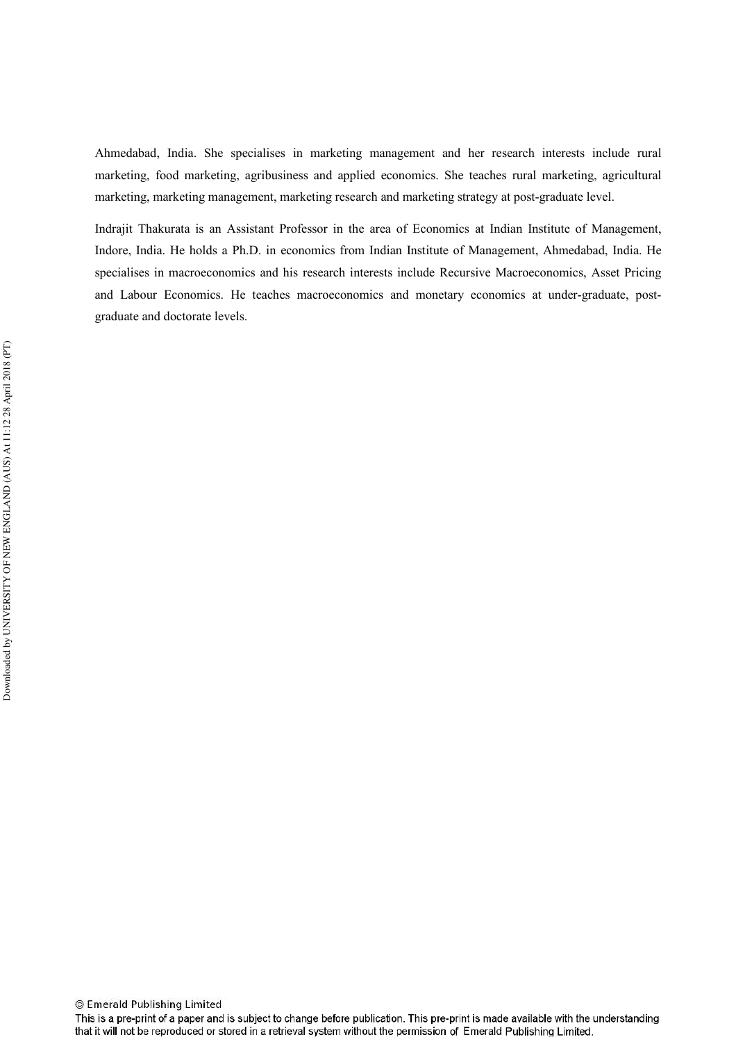Ahmedabad, India. She specialises in marketing management and her research interests include rural marketing, food marketing, agribusiness and applied economics. She teaches rural marketing, agricultural marketing, marketing management, marketing research and marketing strategy at post-graduate level.

Indrajit Thakurata is an Assistant Professor in the area of Economics at Indian Institute of Management, Indore, India. He holds a Ph.D. in economics from Indian Institute of Management, Ahmedabad, India. He specialises in macroeconomics and his research interests include Recursive Macroeconomics, Asset Pricing and Labour Economics. He teaches macroeconomics and monetary economics at under-graduate, post-graduate and doctorate levels.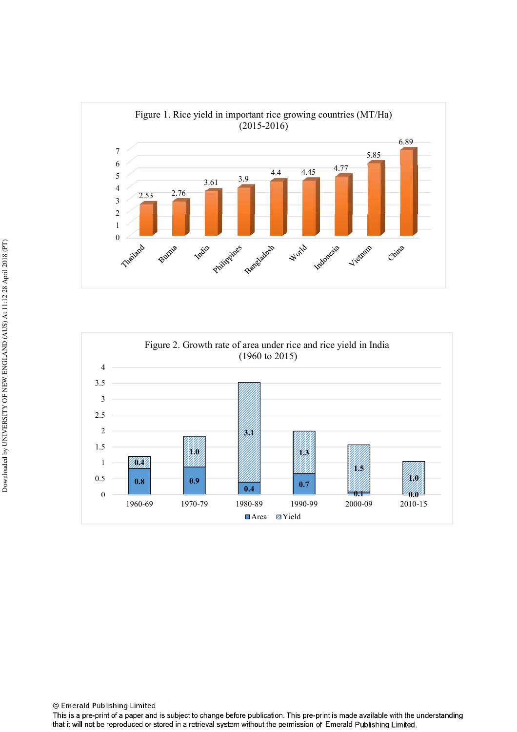Figure 1. Rice yield in important rice growing countries (MT/Ha) (2015-2016)

| Country | Yield (MT/Ha) |
|---|---|
| Thailand | 2.53 |
| Burma | 2.76 |
| India | 3.61 |
| Philippines | 3.9 |
| Bangladesh | 4.4 |
| World | 4.45 |
| Indonesia | 4.77 |
| Vietnam | 5.85 |
| China | 6.89 |

Figure 2. Growth rate of area under rice and rice yield in India (1960 to 2015)

| Period | Area | Yield |
|---|---|---|
| 1960-69 | 0.8 | 0.4 |
| 1970-79 | 0.9 | 1.0 |
| 1980-89 | 0.4 | 3.1 |
| 1990-99 | 0.7 | 1.3 |
| 2000-09 | 0.1 | 1.5 |
| 2010-15 | 0.0 | 1.0 |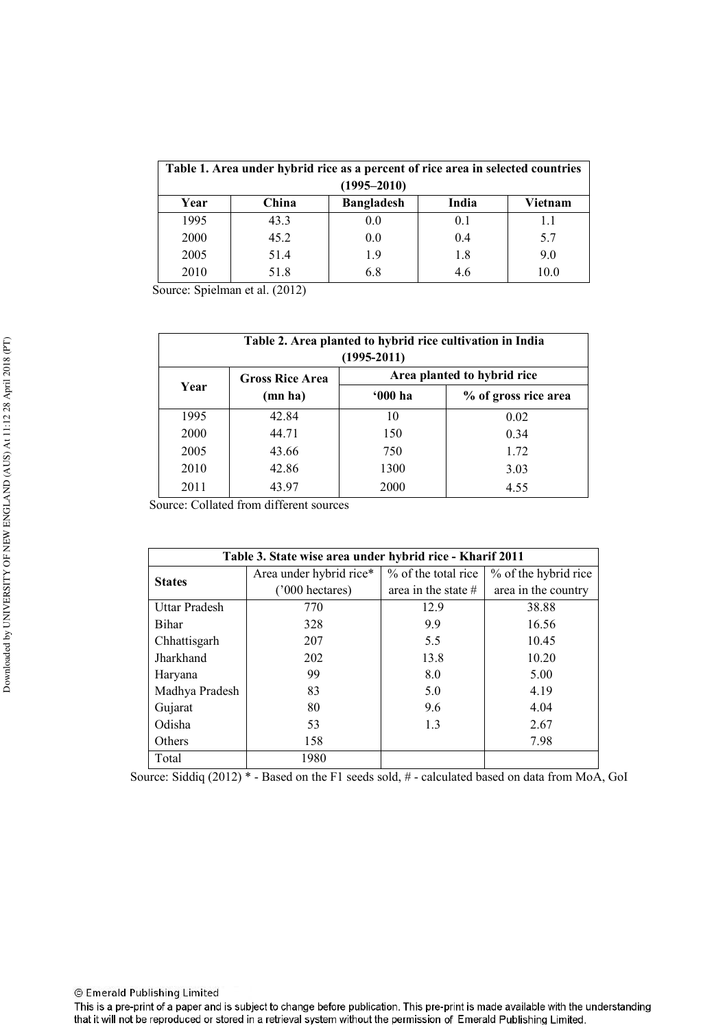**Table 1. Area under hybrid rice as a percent of rice area in selected countries (1995–2010)**

| Year | China | Bangladesh | India | Vietnam |
|---|---|---|---|---|
| 1995 | 43.3 | 0.0 | 0.1 | 1.1 |
| 2000 | 45.2 | 0.0 | 0.4 | 5.7 |
| 2005 | 51.4 | 1.9 | 1.8 | 9.0 |
| 2010 | 51.8 | 6.8 | 4.6 | 10.0 |

Source: Spielman et al. (2012)

**Table 2. Area planted to hybrid rice cultivation in India (1995-2011)**

| Year | Gross Rice Area (mn ha) | Area planted to hybrid rice | |
|---|---|---|---|
| | | '000 ha | % of gross rice area |
| 1995 | 42.84 | 10 | 0.02 |
| 2000 | 44.71 | 150 | 0.34 |
| 2005 | 43.66 | 750 | 1.72 |
| 2010 | 42.86 | 1300 | 3.03 |
| 2011 | 43.97 | 2000 | 4.55 |

Source: Collated from different sources

**Table 3. State wise area under hybrid rice - Kharif 2011**

| States | Area under hybrid rice* ('000 hectares) | % of the total rice area in the state # | % of the hybrid rice area in the country |
|---|---|---|---|
| Uttar Pradesh | 770 | 12.9 | 38.88 |
| Bihar | 328 | 9.9 | 16.56 |
| Chhattisgarh | 207 | 5.5 | 10.45 |
| Jharkhand | 202 | 13.8 | 10.20 |
| Haryana | 99 | 8.0 | 5.00 |
| Madhya Pradesh | 83 | 5.0 | 4.19 |
| Gujarat | 80 | 9.6 | 4.04 |
| Odisha | 53 | 1.3 | 2.67 |
| Others | 158 | | 7.98 |
| Total | 1980 | | |

Source: Siddiq (2012) * - Based on the F1 seeds sold, # - calculated based on data from MoA, GoI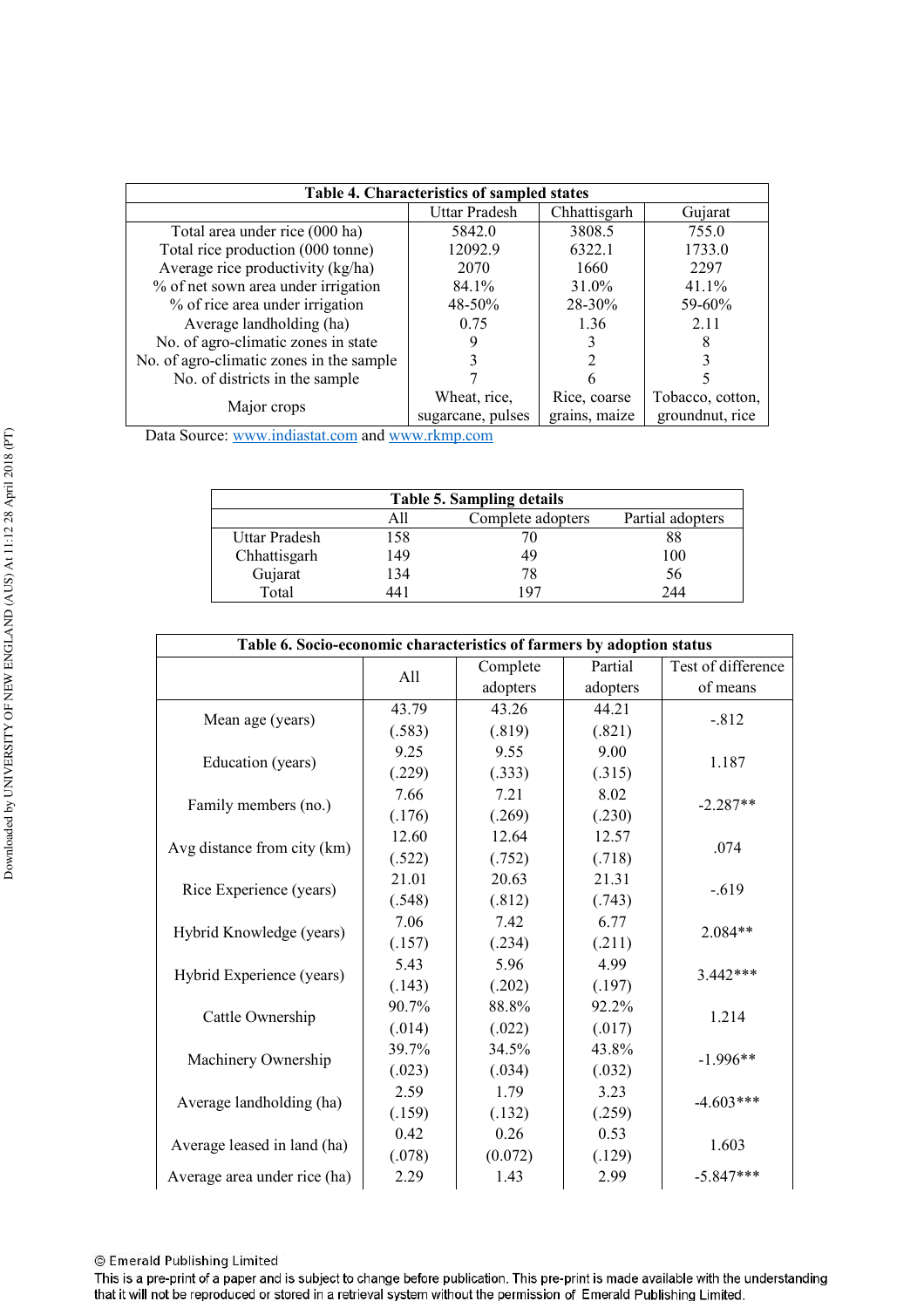**Table 4. Characteristics of sampled states**

| | Uttar Pradesh | Chhattisgarh | Gujarat |
|---|---|---|---|
| Total area under rice (000 ha) | 5842.0 | 3808.5 | 755.0 |
| Total rice production (000 tonne) | 12092.9 | 6322.1 | 1733.0 |
| Average rice productivity (kg/ha) | 2070 | 1660 | 2297 |
| % of net sown area under irrigation | 84.1% | 31.0% | 41.1% |
| % of rice area under irrigation | 48-50% | 28-30% | 59-60% |
| Average landholding (ha) | 0.75 | 1.36 | 2.11 |
| No. of agro-climatic zones in state | 9 | 3 | 8 |
| No. of agro-climatic zones in the sample | 3 | 2 | 3 |
| No. of districts in the sample | 7 | 6 | 5 |
| Major crops | Wheat, rice, sugarcane, pulses | Rice, coarse grains, maize | Tobacco, cotton, groundnut, rice |

Data Source: www.indiastat.com and www.rkmp.com

**Table 5. Sampling details**

| | All | Complete adopters | Partial adopters |
|---|---|---|---|
| Uttar Pradesh | 158 | 70 | 88 |
| Chhattisgarh | 149 | 49 | 100 |
| Gujarat | 134 | 78 | 56 |
| Total | 441 | 197 | 244 |

**Table 6. Socio-economic characteristics of farmers by adoption status**

| | All | Complete adopters | Partial adopters | Test of difference of means |
|---|---|---|---|---|
| Mean age (years) | 43.79 | 43.26 | 44.21 | -.812 |
| | (.583) | (.819) | (.821) | |
| Education (years) | 9.25 | 9.55 | 9.00 | 1.187 |
| | (.229) | (.333) | (.315) | |
| Family members (no.) | 7.66 | 7.21 | 8.02 | -2.287** |
| | (.176) | (.269) | (.230) | |
| Avg distance from city (km) | 12.60 | 12.64 | 12.57 | .074 |
| | (.522) | (.752) | (.718) | |
| Rice Experience (years) | 21.01 | 20.63 | 21.31 | -.619 |
| | (.548) | (.812) | (.743) | |
| Hybrid Knowledge (years) | 7.06 | 7.42 | 6.77 | 2.084** |
| | (.157) | (.234) | (.211) | |
| Hybrid Experience (years) | 5.43 | 5.96 | 4.99 | 3.442*** |
| | (.143) | (.202) | (.197) | |
| Cattle Ownership | 90.7% | 88.8% | 92.2% | 1.214 |
| | (.014) | (.022) | (.017) | |
| Machinery Ownership | 39.7% | 34.5% | 43.8% | -1.996** |
| | (.023) | (.034) | (.032) | |
| Average landholding (ha) | 2.59 | 1.79 | 3.23 | -4.603*** |
| | (.159) | (.132) | (.259) | |
| Average leased in land (ha) | 0.42 | 0.26 | 0.53 | 1.603 |
| | (.078) | (0.072) | (.129) | |
| Average area under rice (ha) | 2.29 | 1.43 | 2.99 | -5.847*** |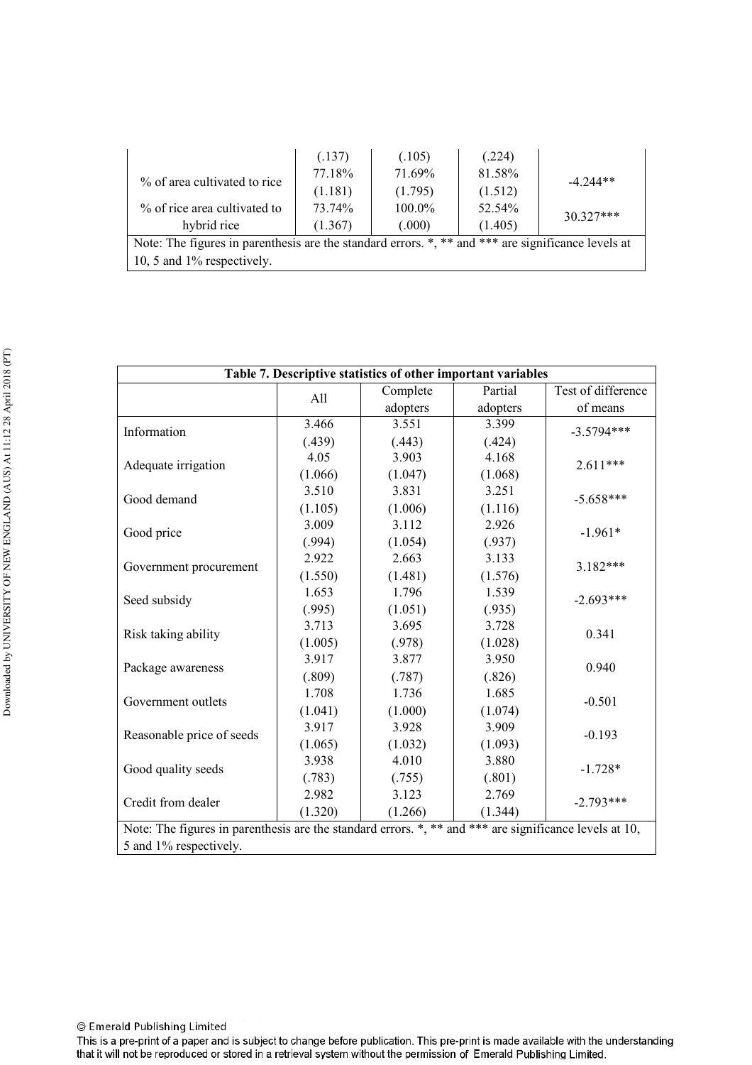| | (.137) | (.105) | (.224) | |
|---|---|---|---|---|
| % of area cultivated to rice | 77.18% (1.181) | 71.69% (1.795) | 81.58% (1.512) | -4.244** |
| % of rice area cultivated to hybrid rice | 73.74% (1.367) | 100.0% (.000) | 52.54% (1.405) | 30.327*** |

Note: The figures in parenthesis are the standard errors. *, ** and *** are significance levels at 10, 5 and 1% respectively.

**Table 7. Descriptive statistics of other important variables**

| | All | Complete adopters | Partial adopters | Test of difference of means |
|---|---|---|---|---|
| Information | 3.466 (.439) | 3.551 (.443) | 3.399 (.424) | -3.5794*** |
| Adequate irrigation | 4.05 (1.066) | 3.903 (1.047) | 4.168 (1.068) | 2.611*** |
| Good demand | 3.510 (1.105) | 3.831 (1.006) | 3.251 (1.116) | -5.658*** |
| Good price | 3.009 (.994) | 3.112 (1.054) | 2.926 (.937) | -1.961* |
| Government procurement | 2.922 (1.550) | 2.663 (1.481) | 3.133 (1.576) | 3.182*** |
| Seed subsidy | 1.653 (.995) | 1.796 (1.051) | 1.539 (.935) | -2.693*** |
| Risk taking ability | 3.713 (1.005) | 3.695 (.978) | 3.728 (1.028) | 0.341 |
| Package awareness | 3.917 (.809) | 3.877 (.787) | 3.950 (.826) | 0.940 |
| Government outlets | 1.708 (1.041) | 1.736 (1.000) | 1.685 (1.074) | -0.501 |
| Reasonable price of seeds | 3.917 (1.065) | 3.928 (1.032) | 3.909 (1.093) | -0.193 |
| Good quality seeds | 3.938 (.783) | 4.010 (.755) | 3.880 (.801) | -1.728* |
| Credit from dealer | 2.982 (1.320) | 3.123 (1.266) | 2.769 (1.344) | -2.793*** |

Note: The figures in parenthesis are the standard errors. *, ** and *** are significance levels at 10, 5 and 1% respectively.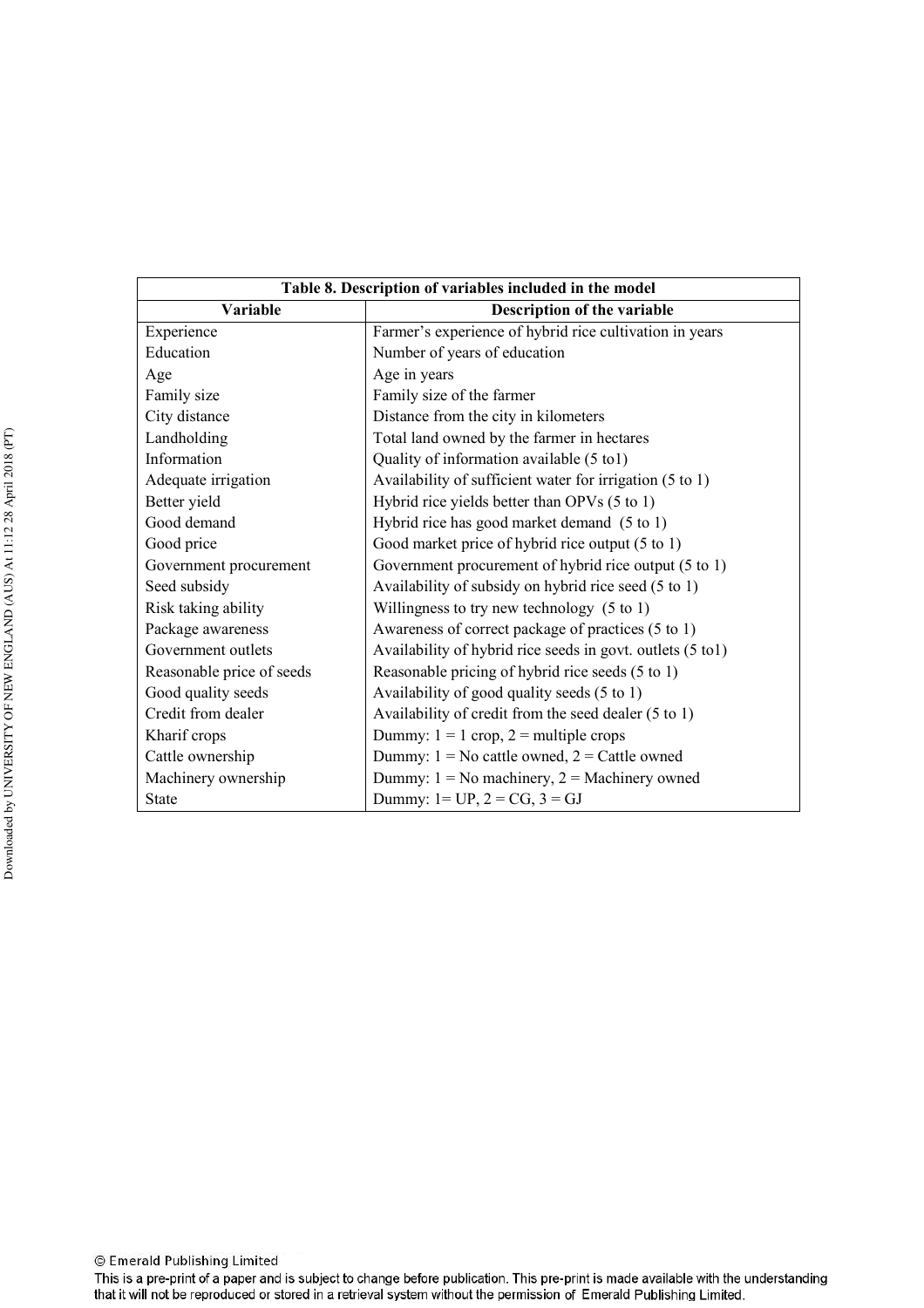| Table 8. Description of variables included in the model | |
|---|---|
| **Variable** | **Description of the variable** |
| Experience | Farmer's experience of hybrid rice cultivation in years |
| Education | Number of years of education |
| Age | Age in years |
| Family size | Family size of the farmer |
| City distance | Distance from the city in kilometers |
| Landholding | Total land owned by the farmer in hectares |
| Information | Quality of information available (5 to1) |
| Adequate irrigation | Availability of sufficient water for irrigation (5 to 1) |
| Better yield | Hybrid rice yields better than OPVs (5 to 1) |
| Good demand | Hybrid rice has good market demand (5 to 1) |
| Good price | Good market price of hybrid rice output (5 to 1) |
| Government procurement | Government procurement of hybrid rice output (5 to 1) |
| Seed subsidy | Availability of subsidy on hybrid rice seed (5 to 1) |
| Risk taking ability | Willingness to try new technology (5 to 1) |
| Package awareness | Awareness of correct package of practices (5 to 1) |
| Government outlets | Availability of hybrid rice seeds in govt. outlets (5 to1) |
| Reasonable price of seeds | Reasonable pricing of hybrid rice seeds (5 to 1) |
| Good quality seeds | Availability of good quality seeds (5 to 1) |
| Credit from dealer | Availability of credit from the seed dealer (5 to 1) |
| Kharif crops | Dummy: 1 = 1 crop, 2 = multiple crops |
| Cattle ownership | Dummy: 1 = No cattle owned, 2 = Cattle owned |
| Machinery ownership | Dummy: 1 = No machinery, 2 = Machinery owned |
| State | Dummy: 1= UP, 2 = CG, 3 = GJ |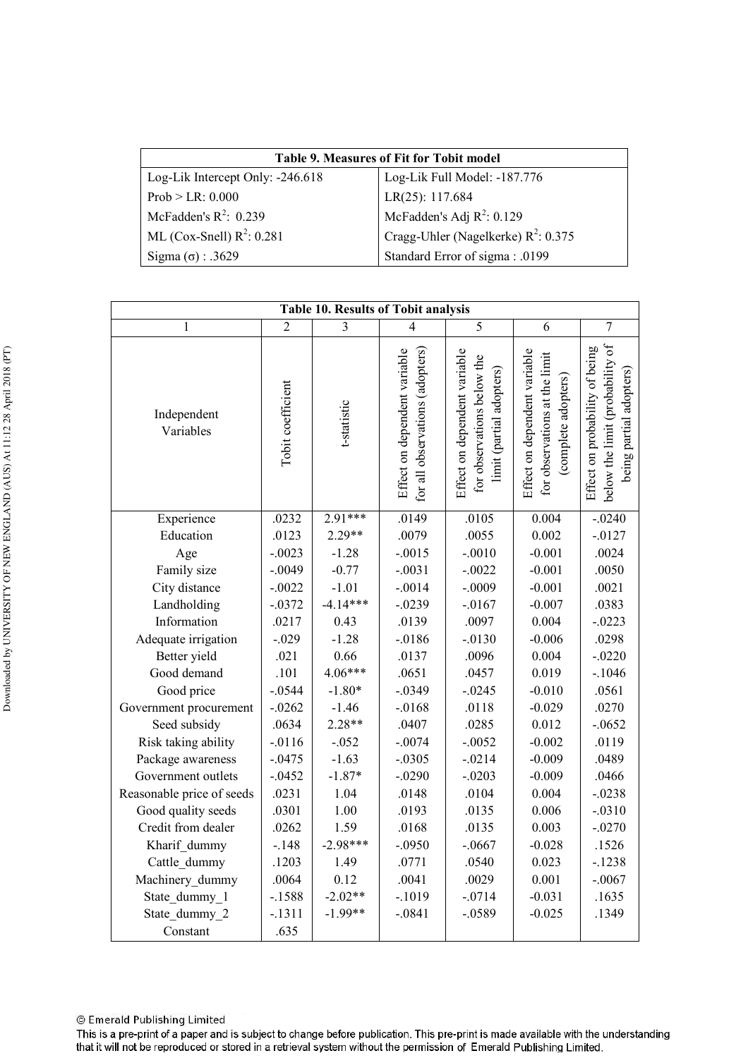**Table 9. Measures of Fit for Tobit model**

| | |
|---|---|
| Log-Lik Intercept Only: -246.618 | Log-Lik Full Model: -187.776 |
| Prob > LR: 0.000 | LR(25): 117.684 |
| McFadden's $R^2$: 0.239 | McFadden's Adj $R^2$: 0.129 |
| ML (Cox-Snell) $R^2$: 0.281 | Cragg-Uhler (Nagelkerke) $R^2$: 0.375 |
| Sigma (σ) : .3629 | Standard Error of sigma : .0199 |

**Table 10. Results of Tobit analysis**

| 1 | 2 | 3 | 4 | 5 | 6 | 7 |
|---|---|---|---|---|---|---|
| Independent Variables | Tobit coefficient | t-statistic | Effect on dependent variable for all observations (adopters) | Effect on dependent variable for observations below the limit (partial adopters) | Effect on dependent variable for observations at the limit (complete adopters) | Effect on probability of being below the limit (probability of being partial adopters) |
| Experience | .0232 | 2.91*** | .0149 | .0105 | 0.004 | -.0240 |
| Education | .0123 | 2.29** | .0079 | .0055 | 0.002 | -.0127 |
| Age | -.0023 | -1.28 | -.0015 | -.0010 | -0.001 | .0024 |
| Family size | -.0049 | -0.77 | -.0031 | -.0022 | -0.001 | .0050 |
| City distance | -.0022 | -1.01 | -.0014 | -.0009 | -0.001 | .0021 |
| Landholding | -.0372 | -4.14*** | -.0239 | -.0167 | -0.007 | .0383 |
| Information | .0217 | 0.43 | .0139 | .0097 | 0.004 | -.0223 |
| Adequate irrigation | -.029 | -1.28 | -.0186 | -.0130 | -0.006 | .0298 |
| Better yield | .021 | 0.66 | .0137 | .0096 | 0.004 | -.0220 |
| Good demand | .101 | 4.06*** | .0651 | .0457 | 0.019 | -.1046 |
| Good price | -.0544 | -1.80* | -.0349 | -.0245 | -0.010 | .0561 |
| Government procurement | -.0262 | -1.46 | -.0168 | .0118 | -0.029 | .0270 |
| Seed subsidy | .0634 | 2.28** | .0407 | .0285 | 0.012 | -.0652 |
| Risk taking ability | -.0116 | -.052 | -.0074 | -.0052 | -0.002 | .0119 |
| Package awareness | -.0475 | -1.63 | -.0305 | -.0214 | -0.009 | .0489 |
| Government outlets | -.0452 | -1.87* | -.0290 | -.0203 | -0.009 | .0466 |
| Reasonable price of seeds | .0231 | 1.04 | .0148 | .0104 | 0.004 | -.0238 |
| Good quality seeds | .0301 | 1.00 | .0193 | .0135 | 0.006 | -.0310 |
| Credit from dealer | .0262 | 1.59 | .0168 | .0135 | 0.003 | -.0270 |
| Kharif_dummy | -.148 | -2.98*** | -.0950 | -.0667 | -0.028 | .1526 |
| Cattle_dummy | .1203 | 1.49 | .0771 | .0540 | 0.023 | -.1238 |
| Machinery_dummy | .0064 | 0.12 | .0041 | .0029 | 0.001 | -.0067 |
| State_dummy_1 | -.1588 | -2.02** | -.1019 | -.0714 | -0.031 | .1635 |
| State_dummy_2 | -.1311 | -1.99** | -.0841 | -.0589 | -0.025 | .1349 |
| Constant | .635 | | | | | |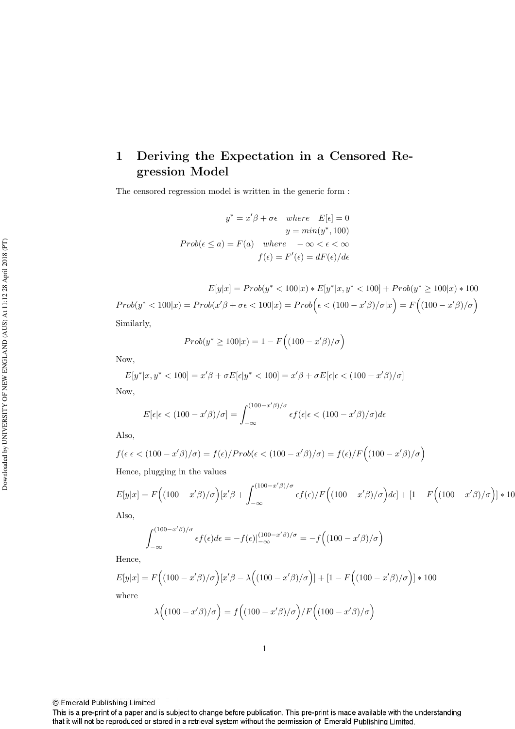# 1 Deriving the Expectation in a Censored Regression Model

The censored regression model is written in the generic form :

$$y^* = x'\beta + \sigma\epsilon \quad where \quad E[\epsilon] = 0$$

$$y = min(y^*, 100)$$

$$Prob(\epsilon \leq a) = F(a) \quad where \quad -\infty < \epsilon < \infty$$

$$f(\epsilon) = F'(\epsilon) = dF(\epsilon)/d\epsilon$$

$$E[y|x] = Prob(y^* < 100|x) * E[y^*|x, y^* < 100] + Prob(y^* \geq 100|x) * 100$$

$$Prob(y^* < 100|x) = Prob(x'\beta + \sigma\epsilon < 100|x) = Prob\Big(\epsilon < (100 - x'\beta)/\sigma|x\Big) = F\Big((100 - x'\beta)/\sigma\Big)$$

Similarly,

$$Prob(y^* \geq 100|x) = 1 - F\Big((100 - x'\beta)/\sigma\Big)$$

Now,

$$E[y^*|x, y^* < 100] = x'\beta + \sigma E[\epsilon|y^* < 100] = x'\beta + \sigma E[\epsilon|\epsilon < (100 - x'\beta)/\sigma]$$

Now,

$$E[\epsilon|\epsilon < (100 - x'\beta)/\sigma] = \int_{-\infty}^{(100-x'\beta)/\sigma} \epsilon f(\epsilon|\epsilon < (100 - x'\beta)/\sigma)d\epsilon$$

Also,

$$f(\epsilon|\epsilon < (100 - x'\beta)/\sigma) = f(\epsilon)/Prob(\epsilon < (100 - x'\beta)/\sigma) = f(\epsilon)/F\Big((100 - x'\beta)/\sigma\Big)$$

Hence, plugging in the values

$$E[y|x] = F\Big((100 - x'\beta)/\sigma\Big)[x'\beta + \int_{-\infty}^{(100-x'\beta)/\sigma} \epsilon f(\epsilon)/F\Big((100 - x'\beta)/\sigma\Big)d\epsilon] + [1 - F\Big((100 - x'\beta)/\sigma\Big)] * 10$$

Also,

$$\int_{-\infty}^{(100-x'\beta)/\sigma} \epsilon f(\epsilon)d\epsilon = -f(\epsilon)|_{-\infty}^{(100-x'\beta)/\sigma} = -f\Big((100 - x'\beta)/\sigma\Big)$$

Hence,

$$E[y|x] = F\Big((100 - x'\beta)/\sigma\Big)[x'\beta - \lambda\Big((100 - x'\beta)/\sigma\Big)] + [1 - F\Big((100 - x'\beta)/\sigma\Big)] * 100$$

where

$$\lambda\Big((100 - x'\beta)/\sigma\Big) = f\Big((100 - x'\beta)/\sigma\Big)/F\Big((100 - x'\beta)/\sigma\Big)$$